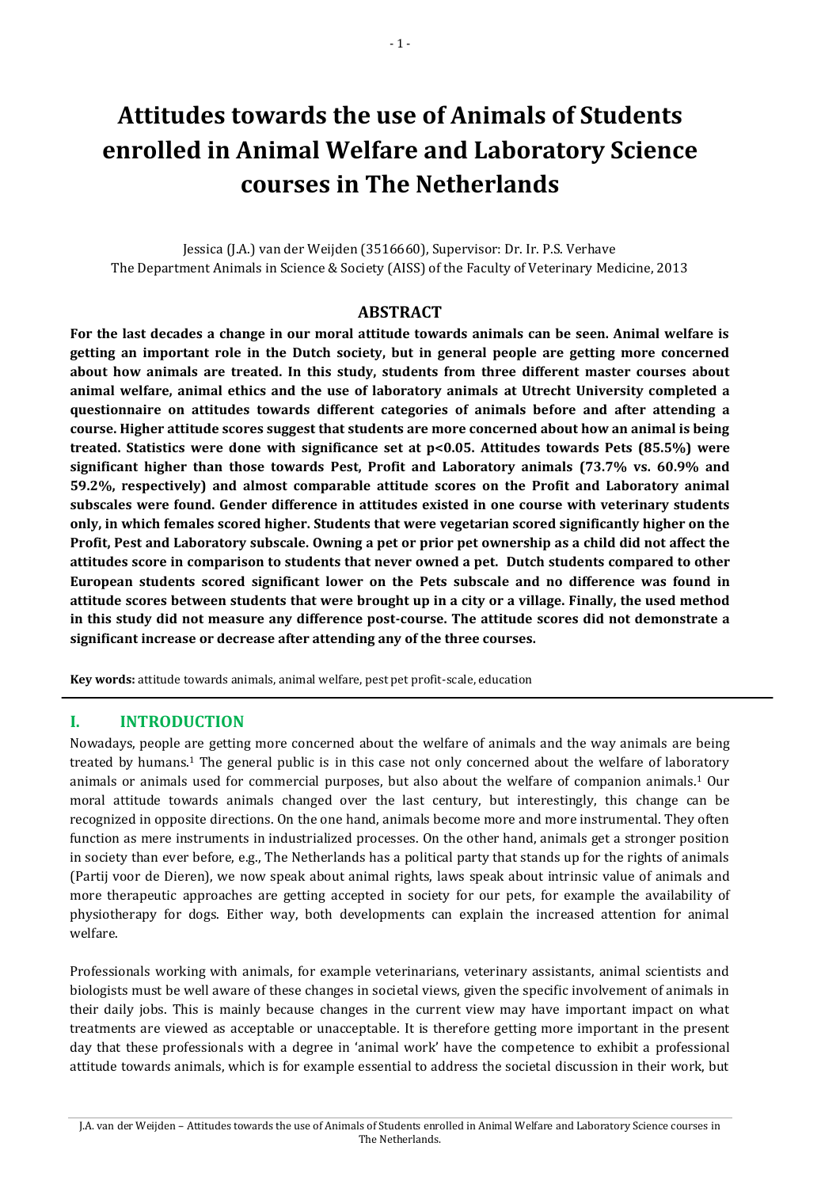# Attitudes towards the use of Animals of Students enrolled in Animal Welfare and Laboratory Science courses in The Netherlands

Jessica (J.A.) van der Weijden (3516660), Supervisor: Dr. Ir. P.S. Verhave
The Department Animals in Science & Society (AISS) of the Faculty of Veterinary Medicine, 2013

## ABSTRACT

**For the last decades a change in our moral attitude towards animals can be seen. Animal welfare is getting an important role in the Dutch society, but in general people are getting more concerned about how animals are treated. In this study, students from three different master courses about animal welfare, animal ethics and the use of laboratory animals at Utrecht University completed a questionnaire on attitudes towards different categories of animals before and after attending a course. Higher attitude scores suggest that students are more concerned about how an animal is being treated. Statistics were done with significance set at $p<0.05$. Attitudes towards Pets (85.5%) were significant higher than those towards Pest, Profit and Laboratory animals (73.7% vs. 60.9% and 59.2%, respectively) and almost comparable attitude scores on the Profit and Laboratory animal subscales were found. Gender difference in attitudes existed in one course with veterinary students only, in which females scored higher. Students that were vegetarian scored significantly higher on the Profit, Pest and Laboratory subscale. Owning a pet or prior pet ownership as a child did not affect the attitudes score in comparison to students that never owned a pet. Dutch students compared to other European students scored significant lower on the Pets subscale and no difference was found in attitude scores between students that were brought up in a city or a village. Finally, the used method in this study did not measure any difference post-course. The attitude scores did not demonstrate a significant increase or decrease after attending any of the three courses.**

**Key words:** attitude towards animals, animal welfare, pest pet profit-scale, education

## I. INTRODUCTION

Nowadays, people are getting more concerned about the welfare of animals and the way animals are being treated by humans.[1] The general public is in this case not only concerned about the welfare of laboratory animals or animals used for commercial purposes, but also about the welfare of companion animals.[1] Our moral attitude towards animals changed over the last century, but interestingly, this change can be recognized in opposite directions. On the one hand, animals become more and more instrumental. They often function as mere instruments in industrialized processes. On the other hand, animals get a stronger position in society than ever before, e.g., The Netherlands has a political party that stands up for the rights of animals (Partij voor de Dieren), we now speak about animal rights, laws speak about intrinsic value of animals and more therapeutic approaches are getting accepted in society for our pets, for example the availability of physiotherapy for dogs. Either way, both developments can explain the increased attention for animal welfare.

Professionals working with animals, for example veterinarians, veterinary assistants, animal scientists and biologists must be well aware of these changes in societal views, given the specific involvement of animals in their daily jobs. This is mainly because changes in the current view may have important impact on what treatments are viewed as acceptable or unacceptable. It is therefore getting more important in the present day that these professionals with a degree in 'animal work' have the competence to exhibit a professional attitude towards animals, which is for example essential to address the societal discussion in their work, but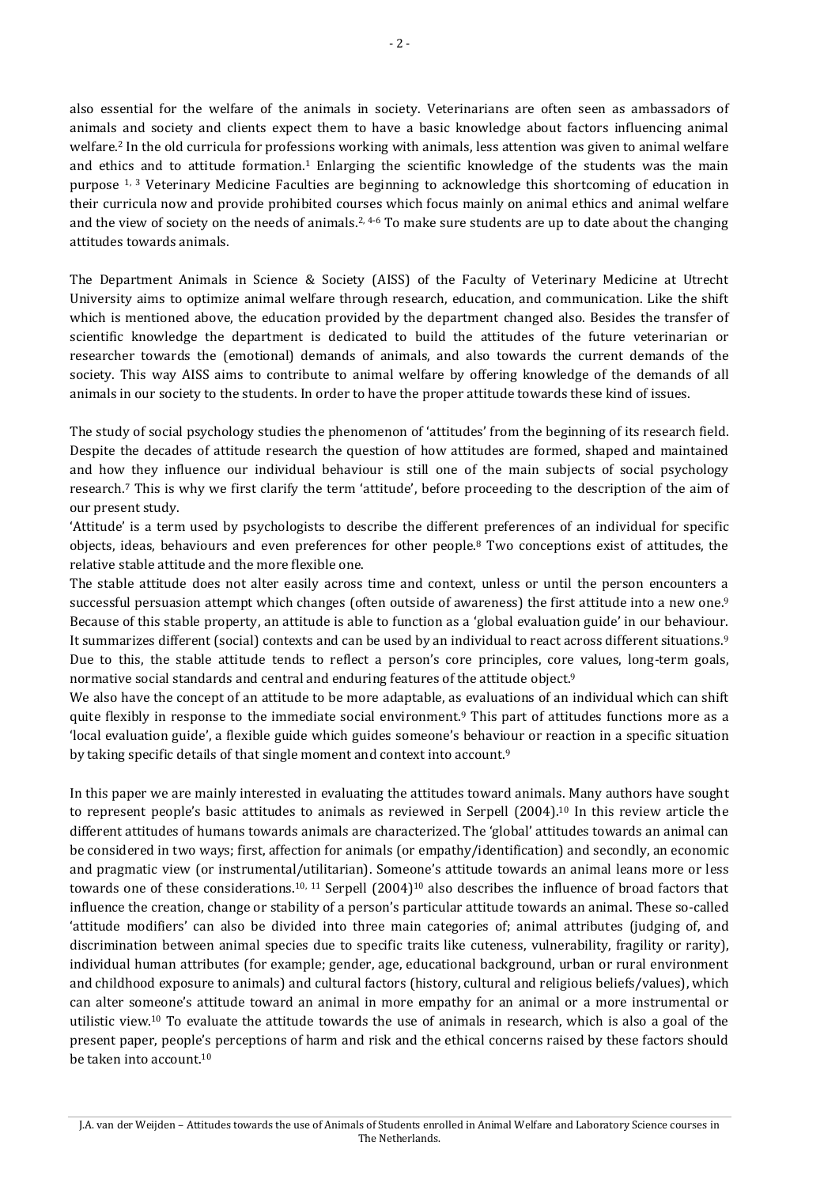also essential for the welfare of the animals in society. Veterinarians are often seen as ambassadors of animals and society and clients expect them to have a basic knowledge about factors influencing animal welfare.[2] In the old curricula for professions working with animals, less attention was given to animal welfare and ethics and to attitude formation.[1] Enlarging the scientific knowledge of the students was the main purpose [1, 3] Veterinary Medicine Faculties are beginning to acknowledge this shortcoming of education in their curricula now and provide prohibited courses which focus mainly on animal ethics and animal welfare and the view of society on the needs of animals.[2, 4-6] To make sure students are up to date about the changing attitudes towards animals.

The Department Animals in Science & Society (AISS) of the Faculty of Veterinary Medicine at Utrecht University aims to optimize animal welfare through research, education, and communication. Like the shift which is mentioned above, the education provided by the department changed also. Besides the transfer of scientific knowledge the department is dedicated to build the attitudes of the future veterinarian or researcher towards the (emotional) demands of animals, and also towards the current demands of the society. This way AISS aims to contribute to animal welfare by offering knowledge of the demands of all animals in our society to the students. In order to have the proper attitude towards these kind of issues.

The study of social psychology studies the phenomenon of 'attitudes' from the beginning of its research field. Despite the decades of attitude research the question of how attitudes are formed, shaped and maintained and how they influence our individual behaviour is still one of the main subjects of social psychology research.[7] This is why we first clarify the term 'attitude', before proceeding to the description of the aim of our present study.

'Attitude' is a term used by psychologists to describe the different preferences of an individual for specific objects, ideas, behaviours and even preferences for other people.[8] Two conceptions exist of attitudes, the relative stable attitude and the more flexible one.

The stable attitude does not alter easily across time and context, unless or until the person encounters a successful persuasion attempt which changes (often outside of awareness) the first attitude into a new one.[9] Because of this stable property, an attitude is able to function as a 'global evaluation guide' in our behaviour. It summarizes different (social) contexts and can be used by an individual to react across different situations.[9] Due to this, the stable attitude tends to reflect a person's core principles, core values, long-term goals, normative social standards and central and enduring features of the attitude object.[9]

We also have the concept of an attitude to be more adaptable, as evaluations of an individual which can shift quite flexibly in response to the immediate social environment.[9] This part of attitudes functions more as a 'local evaluation guide', a flexible guide which guides someone's behaviour or reaction in a specific situation by taking specific details of that single moment and context into account.[9]

In this paper we are mainly interested in evaluating the attitudes toward animals. Many authors have sought to represent people's basic attitudes to animals as reviewed in Serpell (2004).[10] In this review article the different attitudes of humans towards animals are characterized. The 'global' attitudes towards an animal can be considered in two ways; first, affection for animals (or empathy/identification) and secondly, an economic and pragmatic view (or instrumental/utilitarian). Someone's attitude towards an animal leans more or less towards one of these considerations.[10, 11] Serpell (2004)[10] also describes the influence of broad factors that influence the creation, change or stability of a person's particular attitude towards an animal. These so-called 'attitude modifiers' can also be divided into three main categories of; animal attributes (judging of, and discrimination between animal species due to specific traits like cuteness, vulnerability, fragility or rarity), individual human attributes (for example; gender, age, educational background, urban or rural environment and childhood exposure to animals) and cultural factors (history, cultural and religious beliefs/values), which can alter someone's attitude toward an animal in more empathy for an animal or a more instrumental or utilistic view.[10] To evaluate the attitude towards the use of animals in research, which is also a goal of the present paper, people's perceptions of harm and risk and the ethical concerns raised by these factors should be taken into account.[10]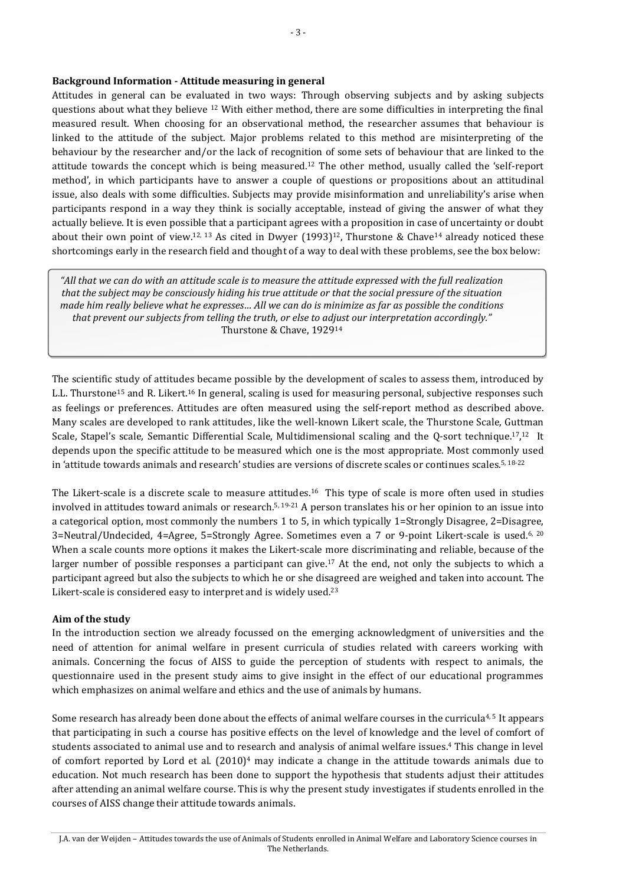**Background Information - Attitude measuring in general**

Attitudes in general can be evaluated in two ways: Through observing subjects and by asking subjects questions about what they believe [12] With either method, there are some difficulties in interpreting the final measured result. When choosing for an observational method, the researcher assumes that behaviour is linked to the attitude of the subject. Major problems related to this method are misinterpreting of the behaviour by the researcher and/or the lack of recognition of some sets of behaviour that are linked to the attitude towards the concept which is being measured.[12] The other method, usually called the 'self-report method', in which participants have to answer a couple of questions or propositions about an attitudinal issue, also deals with some difficulties. Subjects may provide misinformation and unreliability's arise when participants respond in a way they think is socially acceptable, instead of giving the answer of what they actually believe. It is even possible that a participant agrees with a proposition in case of uncertainty or doubt about their own point of view.[12, 13] As cited in Dwyer (1993)[12], Thurstone & Chave[14] already noticed these shortcomings early in the research field and thought of a way to deal with these problems, see the box below:

> *"All that we can do with an attitude scale is to measure the attitude expressed with the full realization that the subject may be consciously hiding his true attitude or that the social pressure of the situation made him really believe what he expresses… All we can do is minimize as far as possible the conditions that prevent our subjects from telling the truth, or else to adjust our interpretation accordingly."*
> Thurstone & Chave, 1929[14]

The scientific study of attitudes became possible by the development of scales to assess them, introduced by L.L. Thurstone[15] and R. Likert.[16] In general, scaling is used for measuring personal, subjective responses such as feelings or preferences. Attitudes are often measured using the self-report method as described above. Many scales are developed to rank attitudes, like the well-known Likert scale, the Thurstone Scale, Guttman Scale, Stapel's scale, Semantic Differential Scale, Multidimensional scaling and the Q-sort technique.[17],[12] It depends upon the specific attitude to be measured which one is the most appropriate. Most commonly used in 'attitude towards animals and research' studies are versions of discrete scales or continues scales.[5, 18-22]

The Likert-scale is a discrete scale to measure attitudes.[16] This type of scale is more often used in studies involved in attitudes toward animals or research.[5, 19-21] A person translates his or her opinion to an issue into a categorical option, most commonly the numbers 1 to 5, in which typically 1=Strongly Disagree, 2=Disagree, 3=Neutral/Undecided, 4=Agree, 5=Strongly Agree. Sometimes even a 7 or 9-point Likert-scale is used.[6, 20] When a scale counts more options it makes the Likert-scale more discriminating and reliable, because of the larger number of possible responses a participant can give.[17] At the end, not only the subjects to which a participant agreed but also the subjects to which he or she disagreed are weighed and taken into account. The Likert-scale is considered easy to interpret and is widely used.[23]

**Aim of the study**

In the introduction section we already focussed on the emerging acknowledgment of universities and the need of attention for animal welfare in present curricula of studies related with careers working with animals. Concerning the focus of AISS to guide the perception of students with respect to animals, the questionnaire used in the present study aims to give insight in the effect of our educational programmes which emphasizes on animal welfare and ethics and the use of animals by humans.

Some research has already been done about the effects of animal welfare courses in the curricula[4, 5] It appears that participating in such a course has positive effects on the level of knowledge and the level of comfort of students associated to animal use and to research and analysis of animal welfare issues.[4] This change in level of comfort reported by Lord et al. (2010)[4] may indicate a change in the attitude towards animals due to education. Not much research has been done to support the hypothesis that students adjust their attitudes after attending an animal welfare course. This is why the present study investigates if students enrolled in the courses of AISS change their attitude towards animals.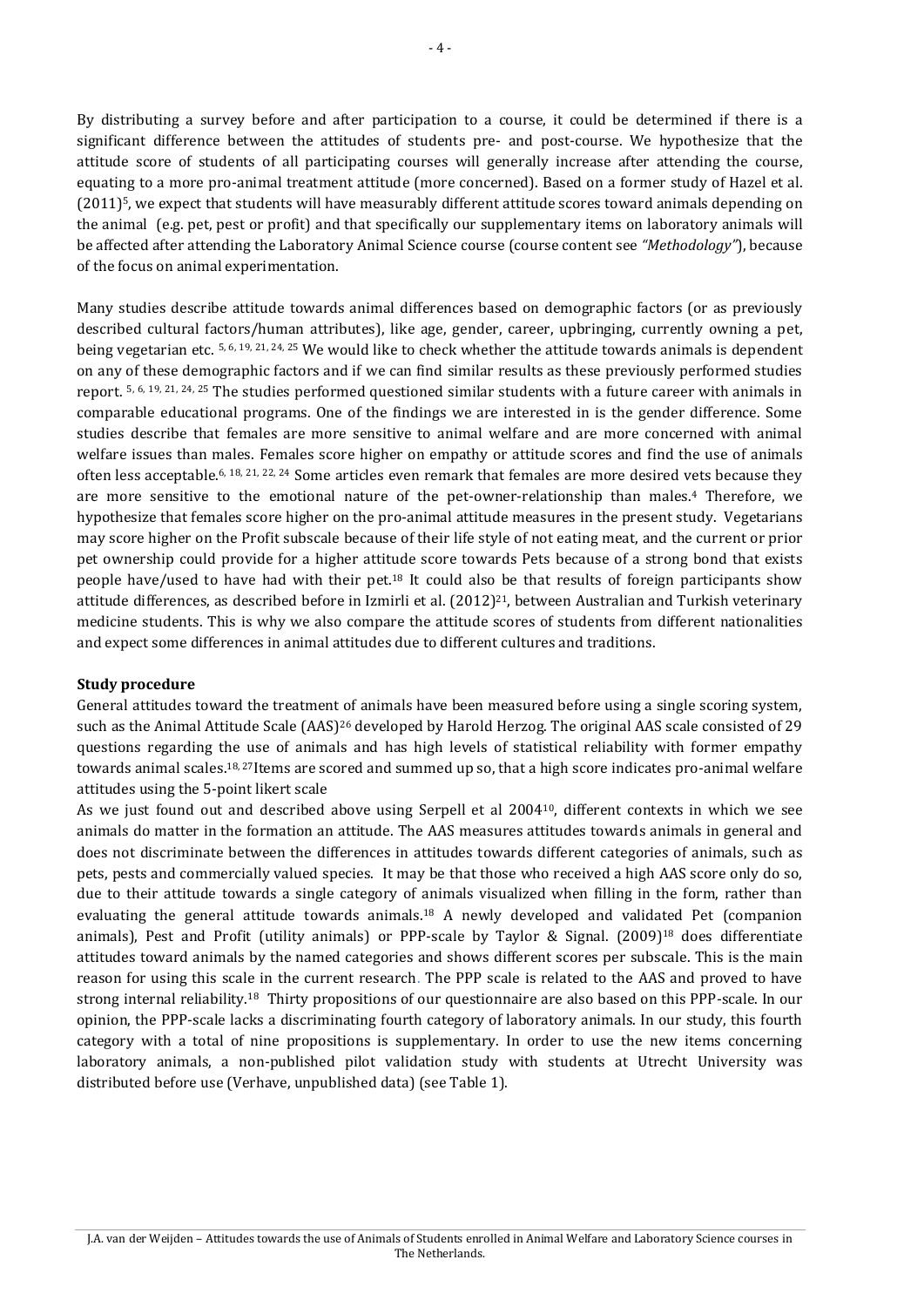By distributing a survey before and after participation to a course, it could be determined if there is a significant difference between the attitudes of students pre- and post-course. We hypothesize that the attitude score of students of all participating courses will generally increase after attending the course, equating to a more pro-animal treatment attitude (more concerned). Based on a former study of Hazel et al. (2011)[5], we expect that students will have measurably different attitude scores toward animals depending on the animal (e.g. pet, pest or profit) and that specifically our supplementary items on laboratory animals will be affected after attending the Laboratory Animal Science course (course content see *"Methodology"*), because of the focus on animal experimentation.

Many studies describe attitude towards animal differences based on demographic factors (or as previously described cultural factors/human attributes), like age, gender, career, upbringing, currently owning a pet, being vegetarian etc. [5, 6, 19, 21, 24, 25] We would like to check whether the attitude towards animals is dependent on any of these demographic factors and if we can find similar results as these previously performed studies report. [5, 6, 19, 21, 24, 25] The studies performed questioned similar students with a future career with animals in comparable educational programs. One of the findings we are interested in is the gender difference. Some studies describe that females are more sensitive to animal welfare and are more concerned with animal welfare issues than males. Females score higher on empathy or attitude scores and find the use of animals often less acceptable.[6, 18, 21, 22, 24] Some articles even remark that females are more desired vets because they are more sensitive to the emotional nature of the pet-owner-relationship than males.[4] Therefore, we hypothesize that females score higher on the pro-animal attitude measures in the present study. Vegetarians may score higher on the Profit subscale because of their life style of not eating meat, and the current or prior pet ownership could provide for a higher attitude score towards Pets because of a strong bond that exists people have/used to have had with their pet.[18] It could also be that results of foreign participants show attitude differences, as described before in Izmirli et al. (2012)[21], between Australian and Turkish veterinary medicine students. This is why we also compare the attitude scores of students from different nationalities and expect some differences in animal attitudes due to different cultures and traditions.

**Study procedure**

General attitudes toward the treatment of animals have been measured before using a single scoring system, such as the Animal Attitude Scale (AAS)[26] developed by Harold Herzog. The original AAS scale consisted of 29 questions regarding the use of animals and has high levels of statistical reliability with former empathy towards animal scales.[18, 27] Items are scored and summed up so, that a high score indicates pro-animal welfare attitudes using the 5-point likert scale

As we just found out and described above using Serpell et al 2004[10], different contexts in which we see animals do matter in the formation an attitude. The AAS measures attitudes towards animals in general and does not discriminate between the differences in attitudes towards different categories of animals, such as pets, pests and commercially valued species. It may be that those who received a high AAS score only do so, due to their attitude towards a single category of animals visualized when filling in the form, rather than evaluating the general attitude towards animals.[18] A newly developed and validated Pet (companion animals), Pest and Profit (utility animals) or PPP-scale by Taylor & Signal. (2009)[18] does differentiate attitudes toward animals by the named categories and shows different scores per subscale. This is the main reason for using this scale in the current research. The PPP scale is related to the AAS and proved to have strong internal reliability.[18] Thirty propositions of our questionnaire are also based on this PPP-scale. In our opinion, the PPP-scale lacks a discriminating fourth category of laboratory animals. In our study, this fourth category with a total of nine propositions is supplementary. In order to use the new items concerning laboratory animals, a non-published pilot validation study with students at Utrecht University was distributed before use (Verhave, unpublished data) (see Table 1).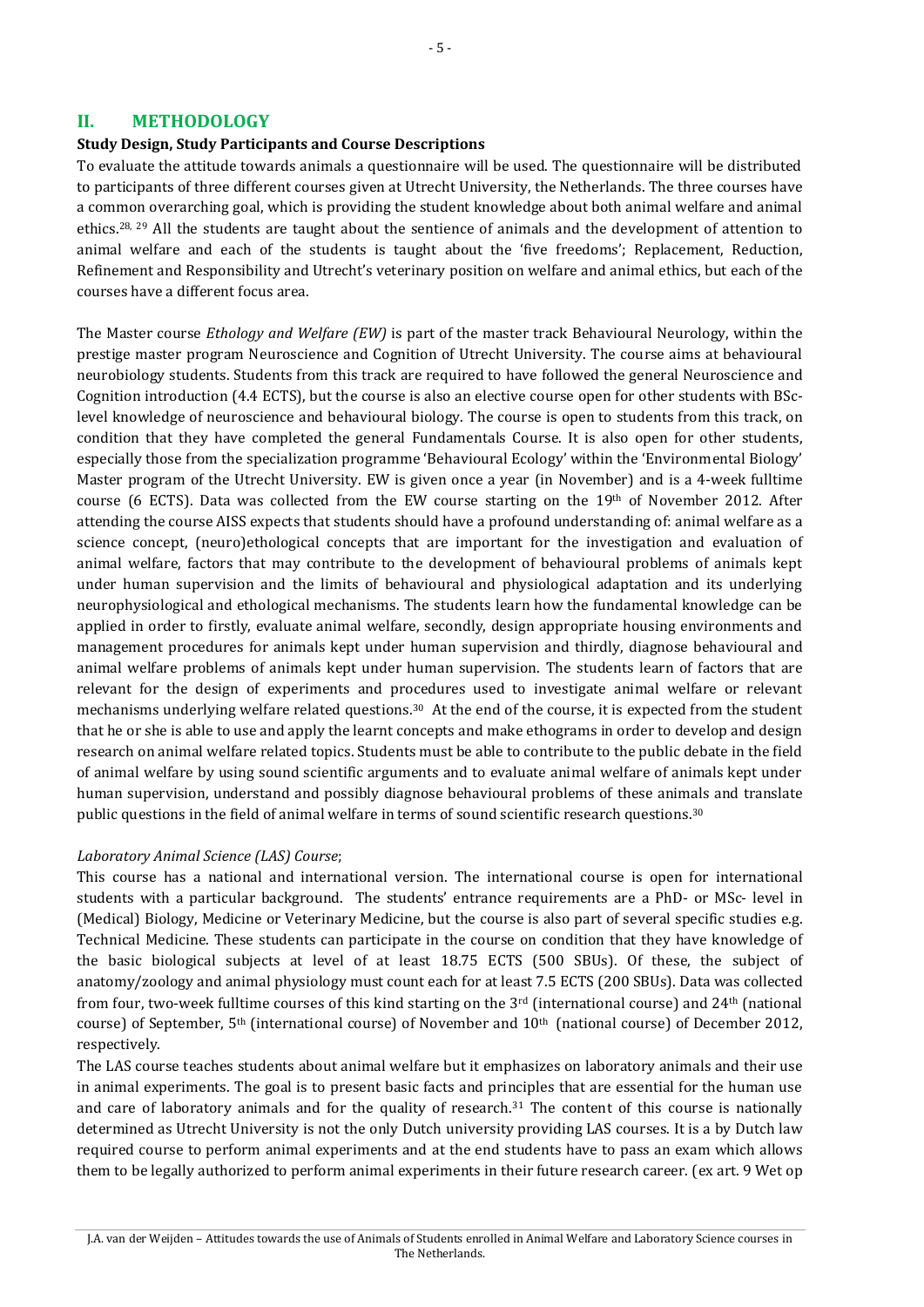## II. METHODOLOGY

**Study Design, Study Participants and Course Descriptions**

To evaluate the attitude towards animals a questionnaire will be used. The questionnaire will be distributed to participants of three different courses given at Utrecht University, the Netherlands. The three courses have a common overarching goal, which is providing the student knowledge about both animal welfare and animal ethics.[28, 29] All the students are taught about the sentience of animals and the development of attention to animal welfare and each of the students is taught about the 'five freedoms'; Replacement, Reduction, Refinement and Responsibility and Utrecht's veterinary position on welfare and animal ethics, but each of the courses have a different focus area.

The Master course *Ethology and Welfare (EW)* is part of the master track Behavioural Neurology, within the prestige master program Neuroscience and Cognition of Utrecht University. The course aims at behavioural neurobiology students. Students from this track are required to have followed the general Neuroscience and Cognition introduction (4.4 ECTS), but the course is also an elective course open for other students with BSc-level knowledge of neuroscience and behavioural biology. The course is open to students from this track, on condition that they have completed the general Fundamentals Course. It is also open for other students, especially those from the specialization programme 'Behavioural Ecology' within the 'Environmental Biology' Master program of the Utrecht University. EW is given once a year (in November) and is a 4-week fulltime course (6 ECTS). Data was collected from the EW course starting on the 19th of November 2012. After attending the course AISS expects that students should have a profound understanding of: animal welfare as a science concept, (neuro)ethological concepts that are important for the investigation and evaluation of animal welfare, factors that may contribute to the development of behavioural problems of animals kept under human supervision and the limits of behavioural and physiological adaptation and its underlying neurophysiological and ethological mechanisms. The students learn how the fundamental knowledge can be applied in order to firstly, evaluate animal welfare, secondly, design appropriate housing environments and management procedures for animals kept under human supervision and thirdly, diagnose behavioural and animal welfare problems of animals kept under human supervision. The students learn of factors that are relevant for the design of experiments and procedures used to investigate animal welfare or relevant mechanisms underlying welfare related questions.[30] At the end of the course, it is expected from the student that he or she is able to use and apply the learnt concepts and make ethograms in order to develop and design research on animal welfare related topics. Students must be able to contribute to the public debate in the field of animal welfare by using sound scientific arguments and to evaluate animal welfare of animals kept under human supervision, understand and possibly diagnose behavioural problems of these animals and translate public questions in the field of animal welfare in terms of sound scientific research questions.[30]

*Laboratory Animal Science (LAS) Course*;

This course has a national and international version. The international course is open for international students with a particular background. The students' entrance requirements are a PhD- or MSc- level in (Medical) Biology, Medicine or Veterinary Medicine, but the course is also part of several specific studies e.g. Technical Medicine. These students can participate in the course on condition that they have knowledge of the basic biological subjects at level of at least 18.75 ECTS (500 SBUs). Of these, the subject of anatomy/zoology and animal physiology must count each for at least 7.5 ECTS (200 SBUs). Data was collected from four, two-week fulltime courses of this kind starting on the 3rd (international course) and 24th (national course) of September, 5th (international course) of November and 10th (national course) of December 2012, respectively.

The LAS course teaches students about animal welfare but it emphasizes on laboratory animals and their use in animal experiments. The goal is to present basic facts and principles that are essential for the human use and care of laboratory animals and for the quality of research.[31] The content of this course is nationally determined as Utrecht University is not the only Dutch university providing LAS courses. It is a by Dutch law required course to perform animal experiments and at the end students have to pass an exam which allows them to be legally authorized to perform animal experiments in their future research career. (ex art. 9 Wet op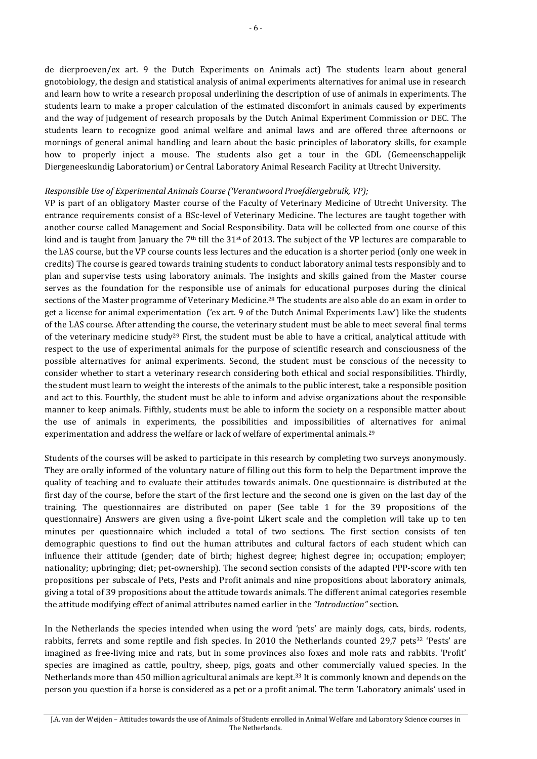de dierproeven/ex art. 9 the Dutch Experiments on Animals act) The students learn about general gnotobiology, the design and statistical analysis of animal experiments alternatives for animal use in research and learn how to write a research proposal underlining the description of use of animals in experiments. The students learn to make a proper calculation of the estimated discomfort in animals caused by experiments and the way of judgement of research proposals by the Dutch Animal Experiment Commission or DEC. The students learn to recognize good animal welfare and animal laws and are offered three afternoons or mornings of general animal handling and learn about the basic principles of laboratory skills, for example how to properly inject a mouse. The students also get a tour in the GDL (Gemeenschappelijk Diergeneeskundig Laboratorium) or Central Laboratory Animal Research Facility at Utrecht University.

*Responsible Use of Experimental Animals Course ('Verantwoord Proefdiergebruik, VP);*

VP is part of an obligatory Master course of the Faculty of Veterinary Medicine of Utrecht University. The entrance requirements consist of a BSc-level of Veterinary Medicine. The lectures are taught together with another course called Management and Social Responsibility. Data will be collected from one course of this kind and is taught from January the 7th till the 31st of 2013. The subject of the VP lectures are comparable to the LAS course, but the VP course counts less lectures and the education is a shorter period (only one week in credits) The course is geared towards training students to conduct laboratory animal tests responsibly and to plan and supervise tests using laboratory animals. The insights and skills gained from the Master course serves as the foundation for the responsible use of animals for educational purposes during the clinical sections of the Master programme of Veterinary Medicine.[28] The students are also able do an exam in order to get a license for animal experimentation ('ex art. 9 of the Dutch Animal Experiments Law') like the students of the LAS course. After attending the course, the veterinary student must be able to meet several final terms of the veterinary medicine study[29] First, the student must be able to have a critical, analytical attitude with respect to the use of experimental animals for the purpose of scientific research and consciousness of the possible alternatives for animal experiments. Second, the student must be conscious of the necessity to consider whether to start a veterinary research considering both ethical and social responsibilities. Thirdly, the student must learn to weight the interests of the animals to the public interest, take a responsible position and act to this. Fourthly, the student must be able to inform and advise organizations about the responsible manner to keep animals. Fifthly, students must be able to inform the society on a responsible matter about the use of animals in experiments, the possibilities and impossibilities of alternatives for animal experimentation and address the welfare or lack of welfare of experimental animals.[29]

Students of the courses will be asked to participate in this research by completing two surveys anonymously. They are orally informed of the voluntary nature of filling out this form to help the Department improve the quality of teaching and to evaluate their attitudes towards animals. One questionnaire is distributed at the first day of the course, before the start of the first lecture and the second one is given on the last day of the training. The questionnaires are distributed on paper (See table 1 for the 39 propositions of the questionnaire) Answers are given using a five-point Likert scale and the completion will take up to ten minutes per questionnaire which included a total of two sections. The first section consists of ten demographic questions to find out the human attributes and cultural factors of each student which can influence their attitude (gender; date of birth; highest degree; highest degree in; occupation; employer; nationality; upbringing; diet; pet-ownership). The second section consists of the adapted PPP-score with ten propositions per subscale of Pets, Pests and Profit animals and nine propositions about laboratory animals, giving a total of 39 propositions about the attitude towards animals. The different animal categories resemble the attitude modifying effect of animal attributes named earlier in the *"Introduction"* section.

In the Netherlands the species intended when using the word 'pets' are mainly dogs, cats, birds, rodents, rabbits, ferrets and some reptile and fish species. In 2010 the Netherlands counted 29,7 pets[32] 'Pests' are imagined as free-living mice and rats, but in some provinces also foxes and mole rats and rabbits. 'Profit' species are imagined as cattle, poultry, sheep, pigs, goats and other commercially valued species. In the Netherlands more than 450 million agricultural animals are kept.[33] It is commonly known and depends on the person you question if a horse is considered as a pet or a profit animal. The term 'Laboratory animals' used in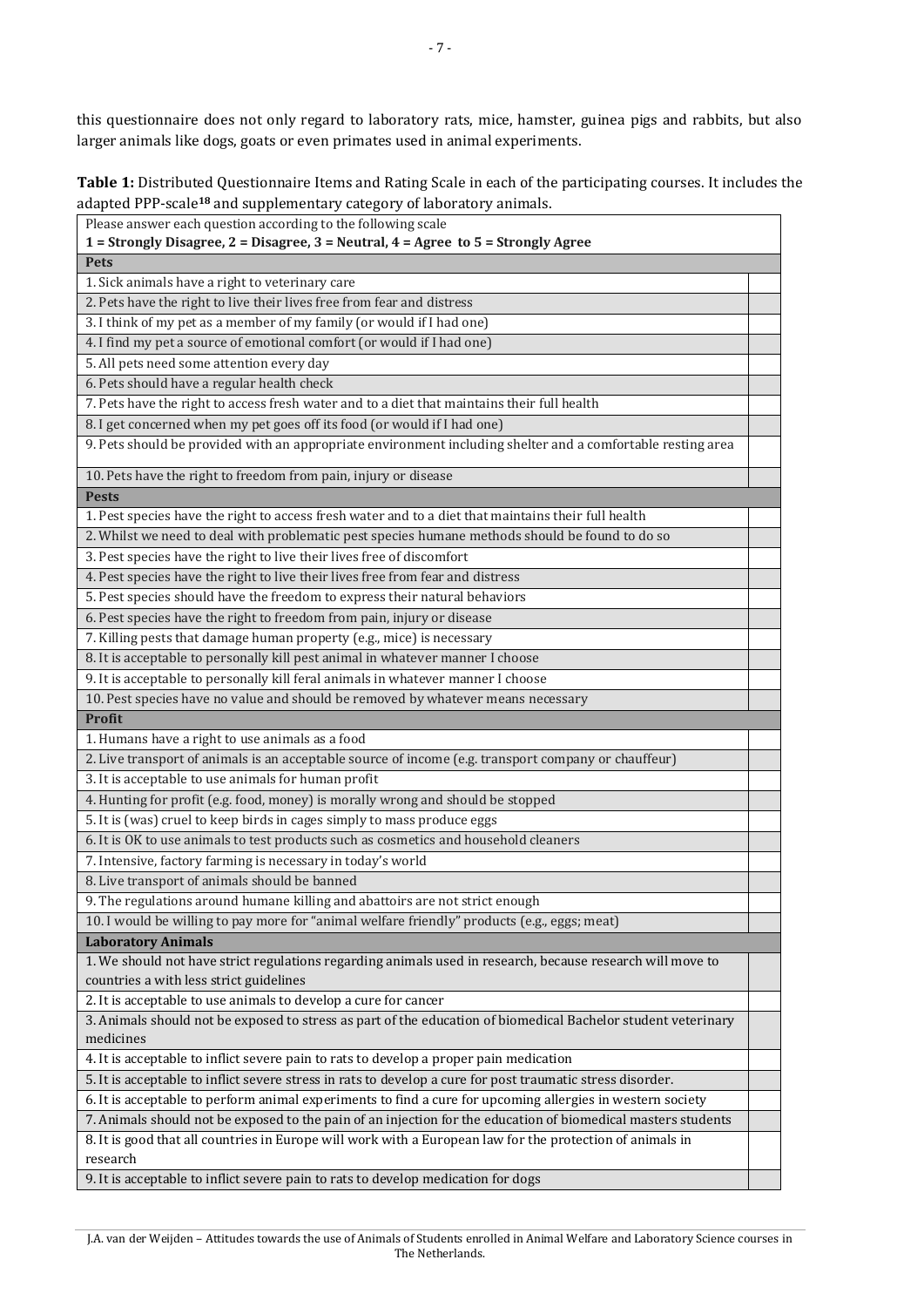this questionnaire does not only regard to laboratory rats, mice, hamster, guinea pigs and rabbits, but also larger animals like dogs, goats or even primates used in animal experiments.

**Table 1:** Distributed Questionnaire Items and Rating Scale in each of the participating courses. It includes the adapted PPP-scale[18] and supplementary category of laboratory animals.

| Please answer each question according to the following scale<br>**1 = Strongly Disagree, 2 = Disagree, 3 = Neutral, 4 = Agree to 5 = Strongly Agree** | |
|---|---|
| **Pets** | |
| 1. Sick animals have a right to veterinary care | |
| 2. Pets have the right to live their lives free from fear and distress | |
| 3. I think of my pet as a member of my family (or would if I had one) | |
| 4. I find my pet a source of emotional comfort (or would if I had one) | |
| 5. All pets need some attention every day | |
| 6. Pets should have a regular health check | |
| 7. Pets have the right to access fresh water and to a diet that maintains their full health | |
| 8. I get concerned when my pet goes off its food (or would if I had one) | |
| 9. Pets should be provided with an appropriate environment including shelter and a comfortable resting area | |
| 10. Pets have the right to freedom from pain, injury or disease | |
| **Pests** | |
| 1. Pest species have the right to access fresh water and to a diet that maintains their full health | |
| 2. Whilst we need to deal with problematic pest species humane methods should be found to do so | |
| 3. Pest species have the right to live their lives free of discomfort | |
| 4. Pest species have the right to live their lives free from fear and distress | |
| 5. Pest species should have the freedom to express their natural behaviors | |
| 6. Pest species have the right to freedom from pain, injury or disease | |
| 7. Killing pests that damage human property (e.g., mice) is necessary | |
| 8. It is acceptable to personally kill pest animal in whatever manner I choose | |
| 9. It is acceptable to personally kill feral animals in whatever manner I choose | |
| 10. Pest species have no value and should be removed by whatever means necessary | |
| **Profit** | |
| 1. Humans have a right to use animals as a food | |
| 2. Live transport of animals is an acceptable source of income (e.g. transport company or chauffeur) | |
| 3. It is acceptable to use animals for human profit | |
| 4. Hunting for profit (e.g. food, money) is morally wrong and should be stopped | |
| 5. It is (was) cruel to keep birds in cages simply to mass produce eggs | |
| 6. It is OK to use animals to test products such as cosmetics and household cleaners | |
| 7. Intensive, factory farming is necessary in today's world | |
| 8. Live transport of animals should be banned | |
| 9. The regulations around humane killing and abattoirs are not strict enough | |
| 10. I would be willing to pay more for "animal welfare friendly" products (e.g., eggs; meat) | |
| **Laboratory Animals** | |
| 1. We should not have strict regulations regarding animals used in research, because research will move to countries a with less strict guidelines | |
| 2. It is acceptable to use animals to develop a cure for cancer | |
| 3. Animals should not be exposed to stress as part of the education of biomedical Bachelor student veterinary medicines | |
| 4. It is acceptable to inflict severe pain to rats to develop a proper pain medication | |
| 5. It is acceptable to inflict severe stress in rats to develop a cure for post traumatic stress disorder. | |
| 6. It is acceptable to perform animal experiments to find a cure for upcoming allergies in western society | |
| 7. Animals should not be exposed to the pain of an injection for the education of biomedical masters students | |
| 8. It is good that all countries in Europe will work with a European law for the protection of animals in research | |
| 9. It is acceptable to inflict severe pain to rats to develop medication for dogs | |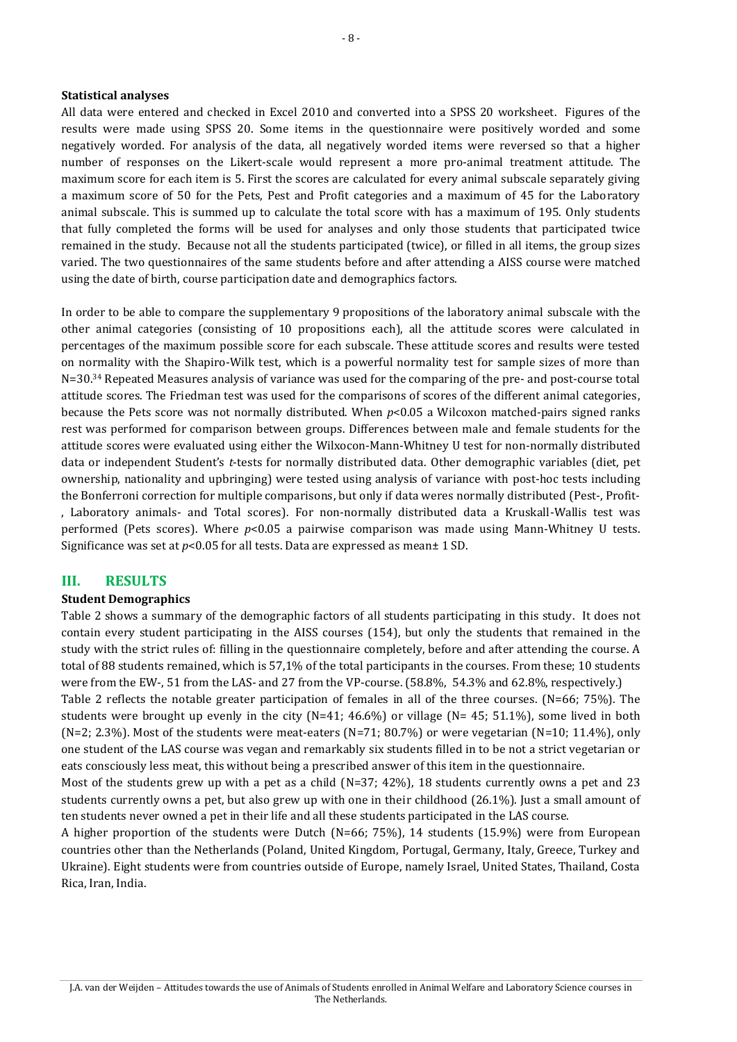### Statistical analyses

All data were entered and checked in Excel 2010 and converted into a SPSS 20 worksheet. Figures of the results were made using SPSS 20. Some items in the questionnaire were positively worded and some negatively worded. For analysis of the data, all negatively worded items were reversed so that a higher number of responses on the Likert-scale would represent a more pro-animal treatment attitude. The maximum score for each item is 5. First the scores are calculated for every animal subscale separately giving a maximum score of 50 for the Pets, Pest and Profit categories and a maximum of 45 for the Laboratory animal subscale. This is summed up to calculate the total score with has a maximum of 195. Only students that fully completed the forms will be used for analyses and only those students that participated twice remained in the study. Because not all the students participated (twice), or filled in all items, the group sizes varied. The two questionnaires of the same students before and after attending a AISS course were matched using the date of birth, course participation date and demographics factors.

In order to be able to compare the supplementary 9 propositions of the laboratory animal subscale with the other animal categories (consisting of 10 propositions each), all the attitude scores were calculated in percentages of the maximum possible score for each subscale. These attitude scores and results were tested on normality with the Shapiro-Wilk test, which is a powerful normality test for sample sizes of more than N=30.[34] Repeated Measures analysis of variance was used for the comparing of the pre- and post-course total attitude scores. The Friedman test was used for the comparisons of scores of the different animal categories, because the Pets score was not normally distributed. When $p$<0.05 a Wilcoxon matched-pairs signed ranks rest was performed for comparison between groups. Differences between male and female students for the attitude scores were evaluated using either the Wilxocon-Mann-Whitney U test for non-normally distributed data or independent Student's *t*-tests for normally distributed data. Other demographic variables (diet, pet ownership, nationality and upbringing) were tested using analysis of variance with post-hoc tests including the Bonferroni correction for multiple comparisons, but only if data weres normally distributed (Pest-, Profit-, Laboratory animals- and Total scores). For non-normally distributed data a Kruskall-Wallis test was performed (Pets scores). Where $p$<0.05 a pairwise comparison was made using Mann-Whitney U tests. Significance was set at $p$<0.05 for all tests. Data are expressed as mean± 1 SD.

## III. RESULTS

### Student Demographics

Table 2 shows a summary of the demographic factors of all students participating in this study. It does not contain every student participating in the AISS courses (154), but only the students that remained in the study with the strict rules of: filling in the questionnaire completely, before and after attending the course. A total of 88 students remained, which is 57,1% of the total participants in the courses. From these; 10 students were from the EW-, 51 from the LAS- and 27 from the VP-course. (58.8%, 54.3% and 62.8%, respectively.)

Table 2 reflects the notable greater participation of females in all of the three courses. (N=66; 75%). The students were brought up evenly in the city (N=41; 46.6%) or village (N= 45; 51.1%), some lived in both (N=2; 2.3%). Most of the students were meat-eaters (N=71; 80.7%) or were vegetarian (N=10; 11.4%), only one student of the LAS course was vegan and remarkably six students filled in to be not a strict vegetarian or eats consciously less meat, this without being a prescribed answer of this item in the questionnaire.

Most of the students grew up with a pet as a child (N=37; 42%), 18 students currently owns a pet and 23 students currently owns a pet, but also grew up with one in their childhood (26.1%). Just a small amount of ten students never owned a pet in their life and all these students participated in the LAS course.

A higher proportion of the students were Dutch (N=66; 75%), 14 students (15.9%) were from European countries other than the Netherlands (Poland, United Kingdom, Portugal, Germany, Italy, Greece, Turkey and Ukraine). Eight students were from countries outside of Europe, namely Israel, United States, Thailand, Costa Rica, Iran, India.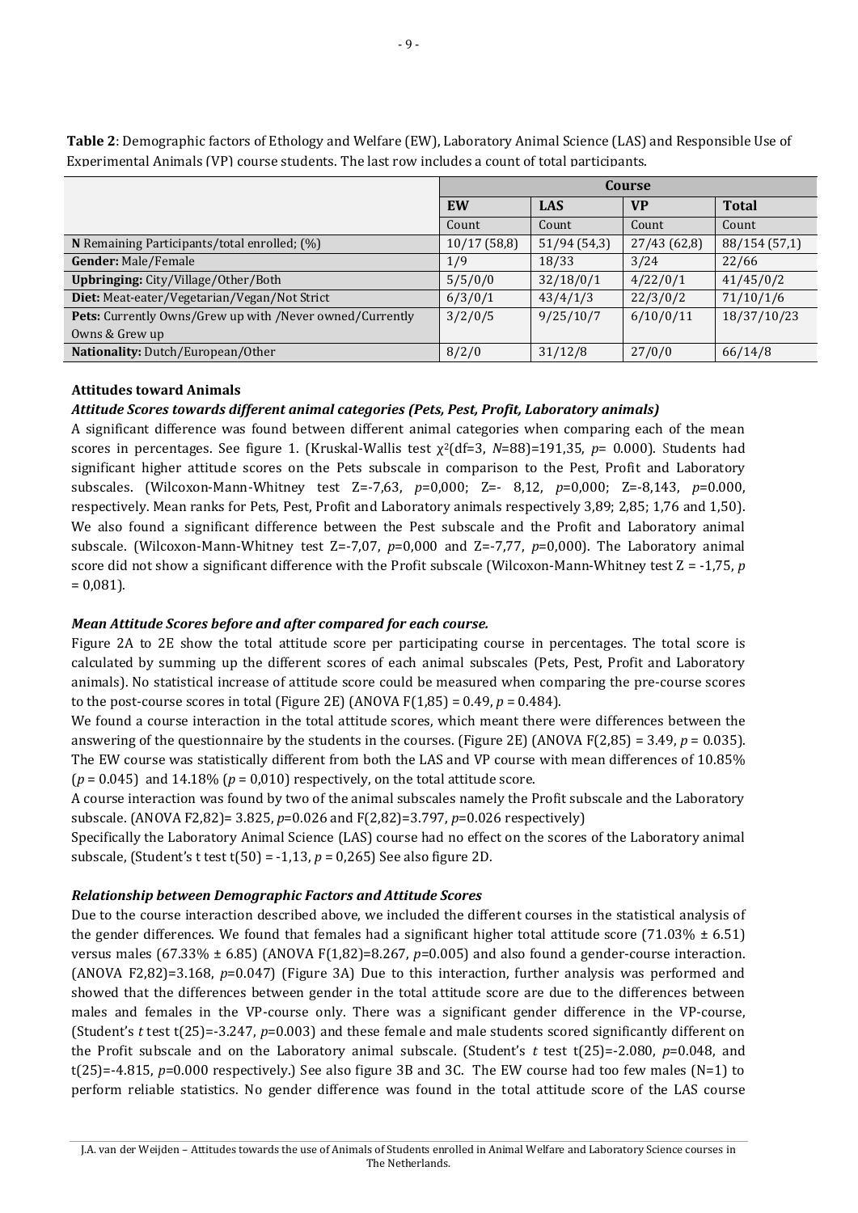**Table 2**: Demographic factors of Ethology and Welfare (EW), Laboratory Animal Science (LAS) and Responsible Use of Experimental Animals (VP) course students. The last row includes a count of total participants.

| | Course | | | |
|---|---|---|---|---|
| | **EW** | **LAS** | **VP** | **Total** |
| | Count | Count | Count | Count |
| **N** Remaining Participants/total enrolled; (%) | 10/17 (58,8) | 51/94 (54,3) | 27/43 (62,8) | 88/154 (57,1) |
| **Gender:** Male/Female | 1/9 | 18/33 | 3/24 | 22/66 |
| **Upbringing:** City/Village/Other/Both | 5/5/0/0 | 32/18/0/1 | 4/22/0/1 | 41/45/0/2 |
| **Diet:** Meat-eater/Vegetarian/Vegan/Not Strict | 6/3/0/1 | 43/4/1/3 | 22/3/0/2 | 71/10/1/6 |
| **Pets:** Currently Owns/Grew up with /Never owned/Currently Owns & Grew up | 3/2/0/5 | 9/25/10/7 | 6/10/0/11 | 18/37/10/23 |
| **Nationality:** Dutch/European/Other | 8/2/0 | 31/12/8 | 27/0/0 | 66/14/8 |

**Attitudes toward Animals**

***Attitude Scores towards different animal categories (Pets, Pest, Profit, Laboratory animals)***

A significant difference was found between different animal categories when comparing each of the mean scores in percentages. See figure 1. (Kruskal-Wallis test $\chi^2$(df=3, *N*=88)=191,35, *p*= 0.000). Students had significant higher attitude scores on the Pets subscale in comparison to the Pest, Profit and Laboratory subscales. (Wilcoxon-Mann-Whitney test Z=-7,63, *p*=0,000; Z=- 8,12, *p*=0,000; Z=-8,143, *p*=0.000, respectively. Mean ranks for Pets, Pest, Profit and Laboratory animals respectively 3,89; 2,85; 1,76 and 1,50). We also found a significant difference between the Pest subscale and the Profit and Laboratory animal subscale. (Wilcoxon-Mann-Whitney test Z=-7,07, *p*=0,000 and Z=-7,77, *p*=0,000). The Laboratory animal score did not show a significant difference with the Profit subscale (Wilcoxon-Mann-Whitney test Z = -1,75, *p* = 0,081).

***Mean Attitude Scores before and after compared for each course.***

Figure 2A to 2E show the total attitude score per participating course in percentages. The total score is calculated by summing up the different scores of each animal subscales (Pets, Pest, Profit and Laboratory animals). No statistical increase of attitude score could be measured when comparing the pre-course scores to the post-course scores in total (Figure 2E) (ANOVA F(1,85) = 0.49, *p* = 0.484).

We found a course interaction in the total attitude scores, which meant there were differences between the answering of the questionnaire by the students in the courses. (Figure 2E) (ANOVA F(2,85) = 3.49, *p* = 0.035). The EW course was statistically different from both the LAS and VP course with mean differences of 10.85% (*p* = 0.045) and 14.18% (*p* = 0,010) respectively, on the total attitude score.

A course interaction was found by two of the animal subscales namely the Profit subscale and the Laboratory subscale. (ANOVA F2,82)= 3.825, *p*=0.026 and F(2,82)=3.797, *p*=0.026 respectively)

Specifically the Laboratory Animal Science (LAS) course had no effect on the scores of the Laboratory animal subscale, (Student's t test t(50) = -1,13, *p* = 0,265) See also figure 2D.

***Relationship between Demographic Factors and Attitude Scores***

Due to the course interaction described above, we included the different courses in the statistical analysis of the gender differences. We found that females had a significant higher total attitude score (71.03% ± 6.51) versus males (67.33% ± 6.85) (ANOVA F(1,82)=8.267, *p*=0.005) and also found a gender-course interaction. (ANOVA F2,82)=3.168, *p*=0.047) (Figure 3A) Due to this interaction, further analysis was performed and showed that the differences between gender in the total attitude score are due to the differences between males and females in the VP-course only. There was a significant gender difference in the VP-course, (Student's *t* test t(25)=-3.247, *p*=0.003) and these female and male students scored significantly different on the Profit subscale and on the Laboratory animal subscale. (Student's *t* test t(25)=-2.080, *p*=0.048, and t(25)=-4.815, *p*=0.000 respectively.) See also figure 3B and 3C. The EW course had too few males (N=1) to perform reliable statistics. No gender difference was found in the total attitude score of the LAS course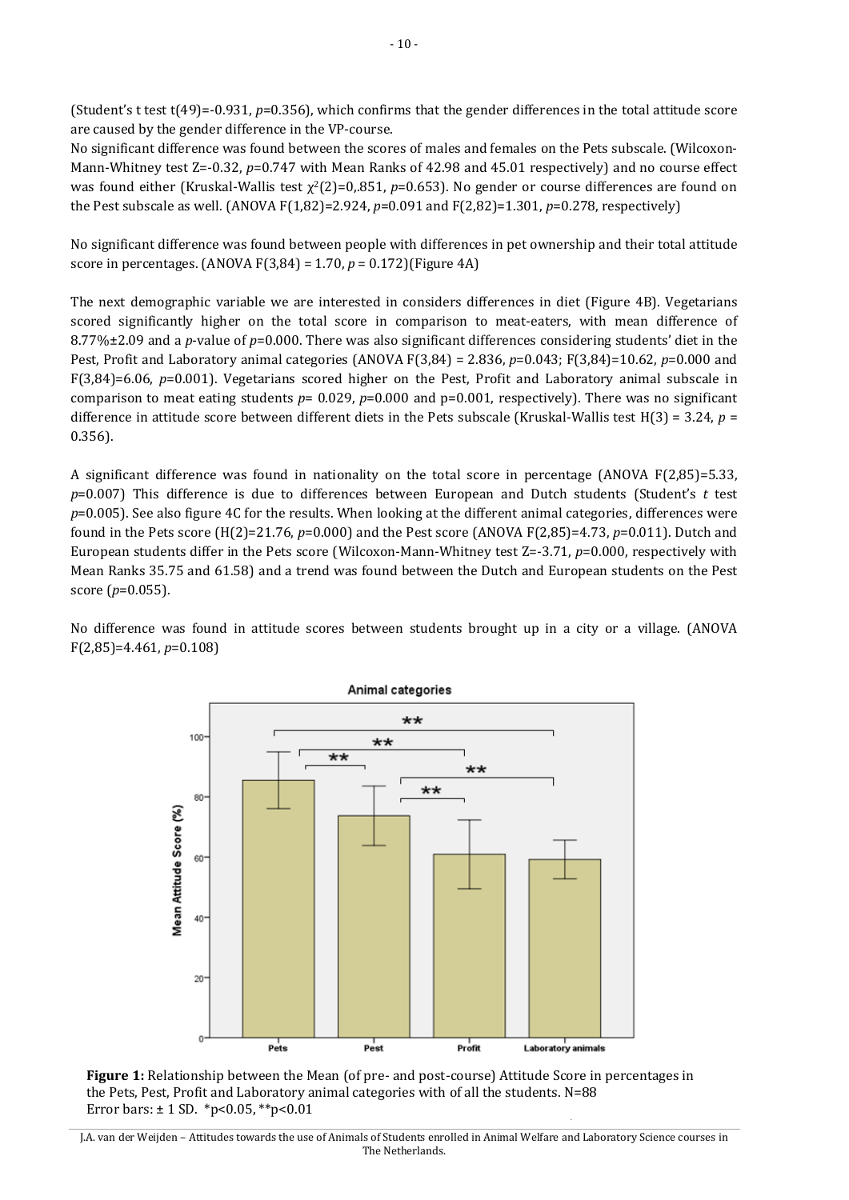(Student's t test $t(49)=-0.931$, $p=0.356$), which confirms that the gender differences in the total attitude score are caused by the gender difference in the VP-course.

No significant difference was found between the scores of males and females on the Pets subscale. (Wilcoxon-Mann-Whitney test $Z=-0.32$, $p=0.747$ with Mean Ranks of 42.98 and 45.01 respectively) and no course effect was found either (Kruskal-Wallis test $\chi^2(2)=0{,}851$, $p=0.653$). No gender or course differences are found on the Pest subscale as well. (ANOVA $F(1,82)=2.924$, $p=0.091$ and $F(2,82)=1.301$, $p=0.278$, respectively)

No significant difference was found between people with differences in pet ownership and their total attitude score in percentages. (ANOVA $F(3,84) = 1.70$, $p = 0.172$)(Figure 4A)

The next demographic variable we are interested in considers differences in diet (Figure 4B). Vegetarians scored significantly higher on the total score in comparison to meat-eaters, with mean difference of 8.77%±2.09 and a *p*-value of $p=0.000$. There was also significant differences considering students' diet in the Pest, Profit and Laboratory animal categories (ANOVA $F(3,84) = 2.836$, $p=0.043$; $F(3,84)=10.62$, $p=0.000$ and $F(3,84)=6.06$, $p=0.001$). Vegetarians scored higher on the Pest, Profit and Laboratory animal subscale in comparison to meat eating students $p= 0.029$, $p=0.000$ and $p=0.001$, respectively). There was no significant difference in attitude score between different diets in the Pets subscale (Kruskal-Wallis test $H(3) = 3.24$, $p = 0.356$).

A significant difference was found in nationality on the total score in percentage (ANOVA $F(2,85)=5.33$, $p=0.007$) This difference is due to differences between European and Dutch students (Student's *t* test $p=0.005$). See also figure 4C for the results. When looking at the different animal categories, differences were found in the Pets score ($H(2)=21.76$, $p=0.000$) and the Pest score (ANOVA $F(2,85)=4.73$, $p=0.011$). Dutch and European students differ in the Pets score (Wilcoxon-Mann-Whitney test $Z=-3.71$, $p=0.000$, respectively with Mean Ranks 35.75 and 61.58) and a trend was found between the Dutch and European students on the Pest score ($p=0.055$).

No difference was found in attitude scores between students brought up in a city or a village. (ANOVA $F(2,85)=4.461$, $p=0.108$)

**Figure 1:** Relationship between the Mean (of pre- and post-course) Attitude Score in percentages in the Pets, Pest, Profit and Laboratory animal categories with of all the students. N=88
Error bars: ± 1 SD. *p<0.05, **p<0.01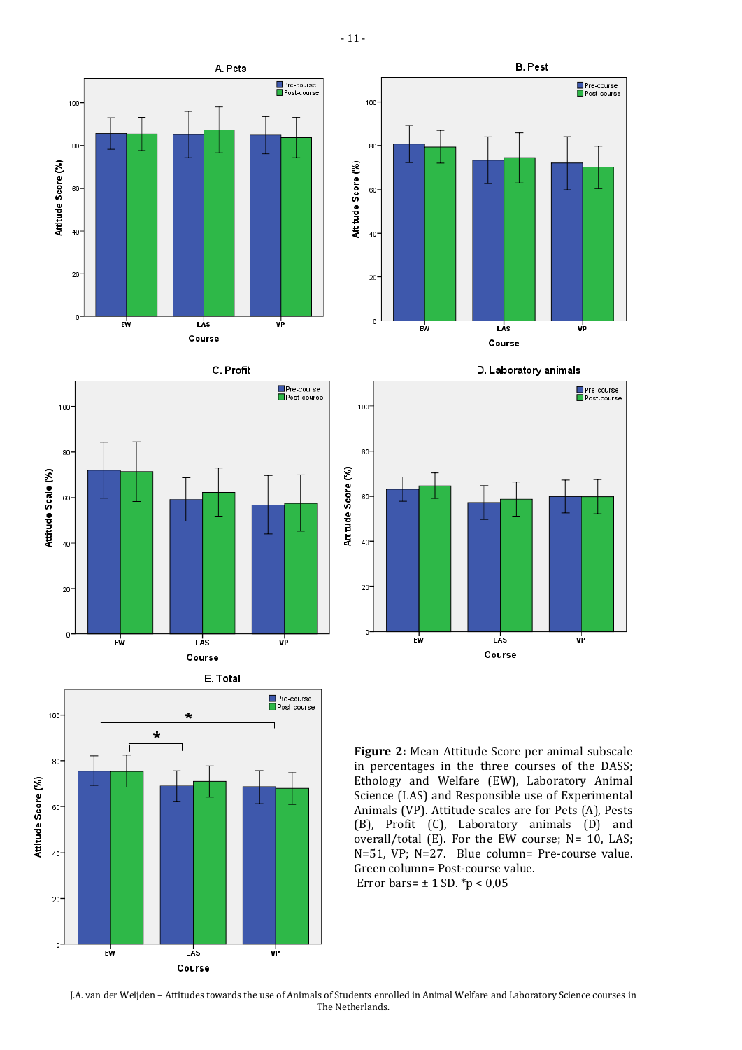**Figure 2:** Mean Attitude Score per animal subscale in percentages in the three courses of the DASS; Ethology and Welfare (EW), Laboratory Animal Science (LAS) and Responsible use of Experimental Animals (VP). Attitude scales are for Pets (A), Pests (B), Profit (C), Laboratory animals (D) and overall/total (E). For the EW course; N= 10, LAS; N=51, VP; N=27. Blue column= Pre-course value. Green column= Post-course value.
Error bars= ± 1 SD. *p < 0,05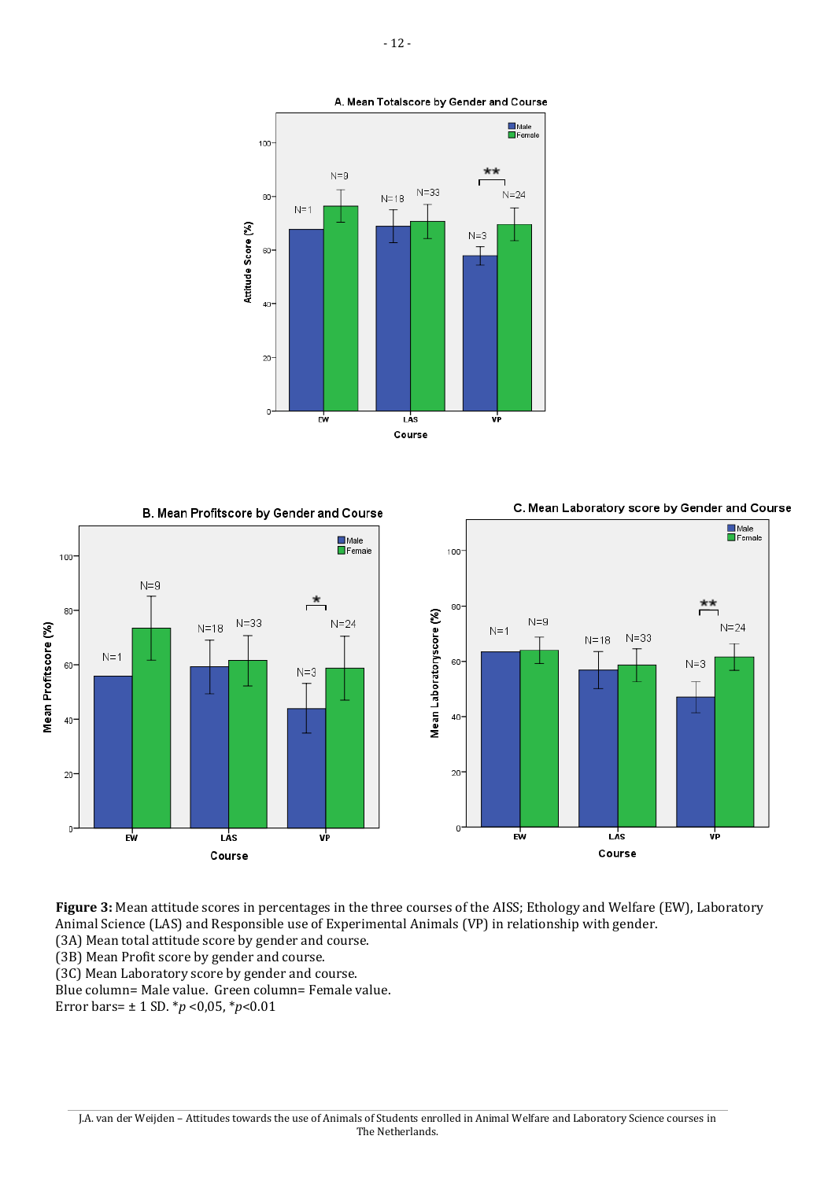**Figure 3:** Mean attitude scores in percentages in the three courses of the AISS; Ethology and Welfare (EW), Laboratory Animal Science (LAS) and Responsible use of Experimental Animals (VP) in relationship with gender.
(3A) Mean total attitude score by gender and course.
(3B) Mean Profit score by gender and course.
(3C) Mean Laboratory score by gender and course.
Blue column= Male value. Green column= Female value.
Error bars= ± 1 SD. \**p* <0,05, \**p*<0.01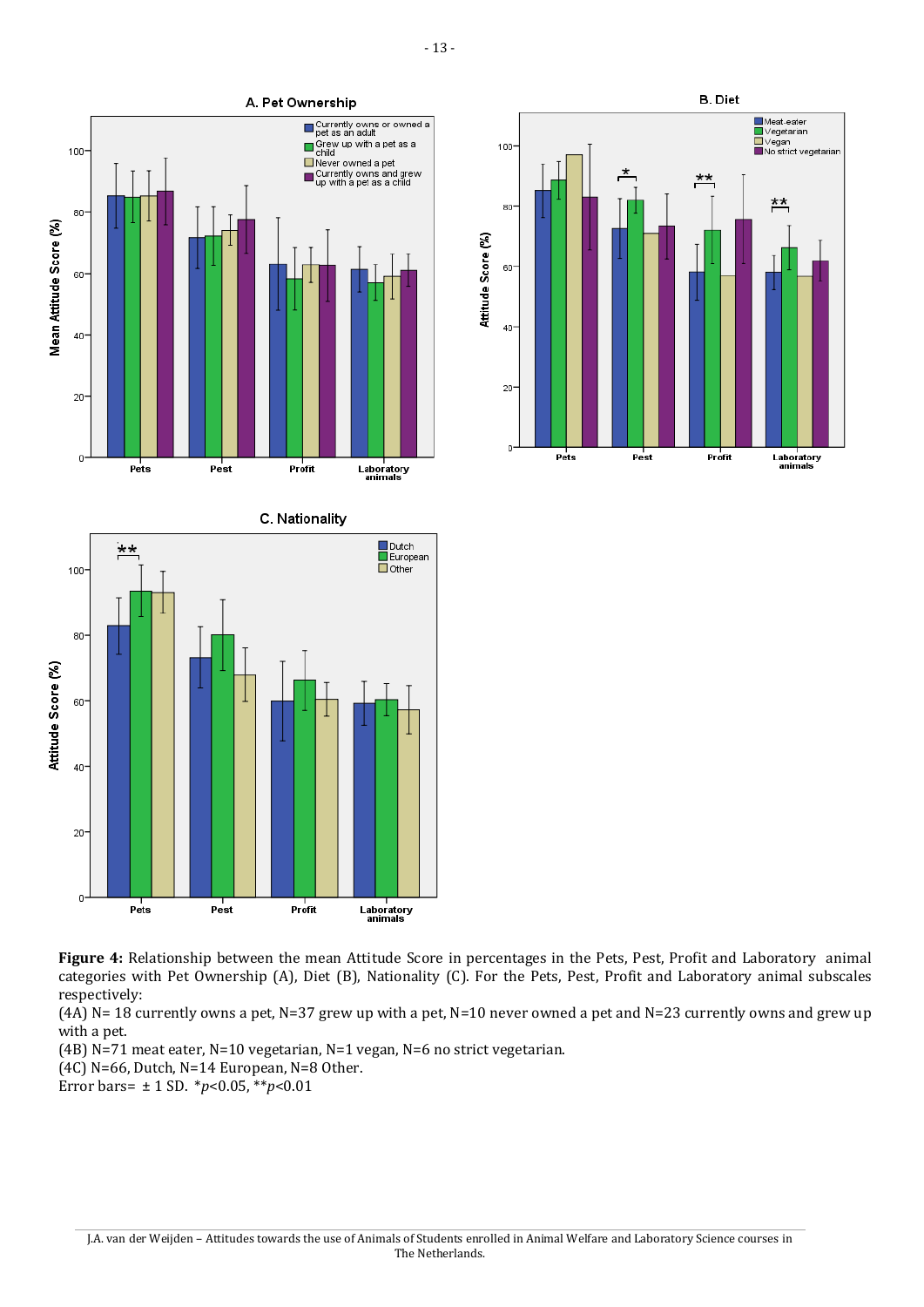**Figure 4:** Relationship between the mean Attitude Score in percentages in the Pets, Pest, Profit and Laboratory animal categories with Pet Ownership (A), Diet (B), Nationality (C). For the Pets, Pest, Profit and Laboratory animal subscales respectively:

(4A) N= 18 currently owns a pet, N=37 grew up with a pet, N=10 never owned a pet and N=23 currently owns and grew up with a pet.

(4B) N=71 meat eater, N=10 vegetarian, N=1 vegan, N=6 no strict vegetarian.

(4C) N=66, Dutch, N=14 European, N=8 Other.

Error bars= ± 1 SD. *$p$<0.05, **$p$<0.01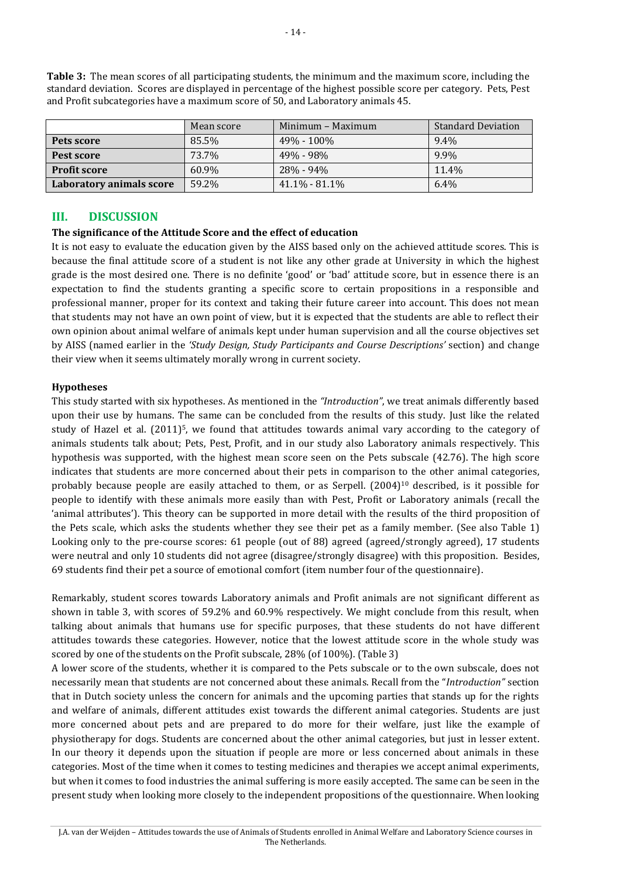**Table 3:** The mean scores of all participating students, the minimum and the maximum score, including the standard deviation. Scores are displayed in percentage of the highest possible score per category. Pets, Pest and Profit subcategories have a maximum score of 50, and Laboratory animals 45.

| | Mean score | Minimum – Maximum | Standard Deviation |
|---|---|---|---|
| **Pets score** | 85.5% | 49% - 100% | 9.4% |
| **Pest score** | 73.7% | 49% - 98% | 9.9% |
| **Profit score** | 60.9% | 28% - 94% | 11.4% |
| **Laboratory animals score** | 59.2% | 41.1% - 81.1% | 6.4% |

## III. DISCUSSION

### The significance of the Attitude Score and the effect of education

It is not easy to evaluate the education given by the AISS based only on the achieved attitude scores. This is because the final attitude score of a student is not like any other grade at University in which the highest grade is the most desired one. There is no definite 'good' or 'bad' attitude score, but in essence there is an expectation to find the students granting a specific score to certain propositions in a responsible and professional manner, proper for its context and taking their future career into account. This does not mean that students may not have an own point of view, but it is expected that the students are able to reflect their own opinion about animal welfare of animals kept under human supervision and all the course objectives set by AISS (named earlier in the *'Study Design, Study Participants and Course Descriptions'* section) and change their view when it seems ultimately morally wrong in current society.

### Hypotheses

This study started with six hypotheses. As mentioned in the *"Introduction"*, we treat animals differently based upon their use by humans. The same can be concluded from the results of this study. Just like the related study of Hazel et al. (2011)[5], we found that attitudes towards animal vary according to the category of animals students talk about; Pets, Pest, Profit, and in our study also Laboratory animals respectively. This hypothesis was supported, with the highest mean score seen on the Pets subscale (42.76). The high score indicates that students are more concerned about their pets in comparison to the other animal categories, probably because people are easily attached to them, or as Serpell. (2004)[10] described, is it possible for people to identify with these animals more easily than with Pest, Profit or Laboratory animals (recall the 'animal attributes'). This theory can be supported in more detail with the results of the third proposition of the Pets scale, which asks the students whether they see their pet as a family member. (See also Table 1) Looking only to the pre-course scores: 61 people (out of 88) agreed (agreed/strongly agreed), 17 students were neutral and only 10 students did not agree (disagree/strongly disagree) with this proposition. Besides, 69 students find their pet a source of emotional comfort (item number four of the questionnaire).

Remarkably, student scores towards Laboratory animals and Profit animals are not significant different as shown in table 3, with scores of 59.2% and 60.9% respectively. We might conclude from this result, when talking about animals that humans use for specific purposes, that these students do not have different attitudes towards these categories. However, notice that the lowest attitude score in the whole study was scored by one of the students on the Profit subscale, 28% (of 100%). (Table 3)

A lower score of the students, whether it is compared to the Pets subscale or to the own subscale, does not necessarily mean that students are not concerned about these animals. Recall from the "*Introduction"* section that in Dutch society unless the concern for animals and the upcoming parties that stands up for the rights and welfare of animals, different attitudes exist towards the different animal categories. Students are just more concerned about pets and are prepared to do more for their welfare, just like the example of physiotherapy for dogs. Students are concerned about the other animal categories, but just in lesser extent. In our theory it depends upon the situation if people are more or less concerned about animals in these categories. Most of the time when it comes to testing medicines and therapies we accept animal experiments, but when it comes to food industries the animal suffering is more easily accepted. The same can be seen in the present study when looking more closely to the independent propositions of the questionnaire. When looking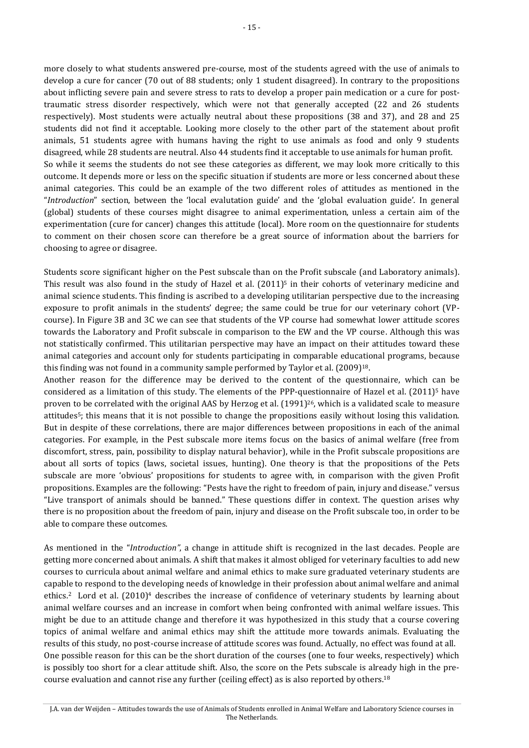more closely to what students answered pre-course, most of the students agreed with the use of animals to develop a cure for cancer (70 out of 88 students; only 1 student disagreed). In contrary to the propositions about inflicting severe pain and severe stress to rats to develop a proper pain medication or a cure for post-traumatic stress disorder respectively, which were not that generally accepted (22 and 26 students respectively). Most students were actually neutral about these propositions (38 and 37), and 28 and 25 students did not find it acceptable. Looking more closely to the other part of the statement about profit animals, 51 students agree with humans having the right to use animals as food and only 9 students disagreed, while 28 students are neutral. Also 44 students find it acceptable to use animals for human profit.
So while it seems the students do not see these categories as different, we may look more critically to this outcome. It depends more or less on the specific situation if students are more or less concerned about these animal categories. This could be an example of the two different roles of attitudes as mentioned in the "*Introduction*" section, between the 'local evalutation guide' and the 'global evaluation guide'. In general (global) students of these courses might disagree to animal experimentation, unless a certain aim of the experimentation (cure for cancer) changes this attitude (local). More room on the questionnaire for students to comment on their chosen score can therefore be a great source of information about the barriers for choosing to agree or disagree.

Students score significant higher on the Pest subscale than on the Profit subscale (and Laboratory animals). This result was also found in the study of Hazel et al. (2011)[5] in their cohorts of veterinary medicine and animal science students. This finding is ascribed to a developing utilitarian perspective due to the increasing exposure to profit animals in the students' degree; the same could be true for our veterinary cohort (VP-course). In Figure 3B and 3C we can see that students of the VP course had somewhat lower attitude scores towards the Laboratory and Profit subscale in comparison to the EW and the VP course. Although this was not statistically confirmed. This utilitarian perspective may have an impact on their attitudes toward these animal categories and account only for students participating in comparable educational programs, because this finding was not found in a community sample performed by Taylor et al. (2009)[18].
Another reason for the difference may be derived to the content of the questionnaire, which can be considered as a limitation of this study. The elements of the PPP-questionnaire of Hazel et al. (2011)[5] have proven to be correlated with the original AAS by Herzog et al. (1991)[26], which is a validated scale to measure attitudes[5]; this means that it is not possible to change the propositions easily without losing this validation. But in despite of these correlations, there are major differences between propositions in each of the animal categories. For example, in the Pest subscale more items focus on the basics of animal welfare (free from discomfort, stress, pain, possibility to display natural behavior), while in the Profit subscale propositions are about all sorts of topics (laws, societal issues, hunting). One theory is that the propositions of the Pets subscale are more 'obvious' propositions for students to agree with, in comparison with the given Profit propositions. Examples are the following: "Pests have the right to freedom of pain, injury and disease." versus "Live transport of animals should be banned." These questions differ in context. The question arises why there is no proposition about the freedom of pain, injury and disease on the Profit subscale too, in order to be able to compare these outcomes.

As mentioned in the "*Introduction"*, a change in attitude shift is recognized in the last decades. People are getting more concerned about animals. A shift that makes it almost obliged for veterinary faculties to add new courses to curricula about animal welfare and animal ethics to make sure graduated veterinary students are capable to respond to the developing needs of knowledge in their profession about animal welfare and animal ethics.[2] Lord et al. (2010)[4] describes the increase of confidence of veterinary students by learning about animal welfare courses and an increase in comfort when being confronted with animal welfare issues. This might be due to an attitude change and therefore it was hypothesized in this study that a course covering topics of animal welfare and animal ethics may shift the attitude more towards animals. Evaluating the results of this study, no post-course increase of attitude scores was found. Actually, no effect was found at all. One possible reason for this can be the short duration of the courses (one to four weeks, respectively) which is possibly too short for a clear attitude shift. Also, the score on the Pets subscale is already high in the pre-course evaluation and cannot rise any further (ceiling effect) as is also reported by others.[18]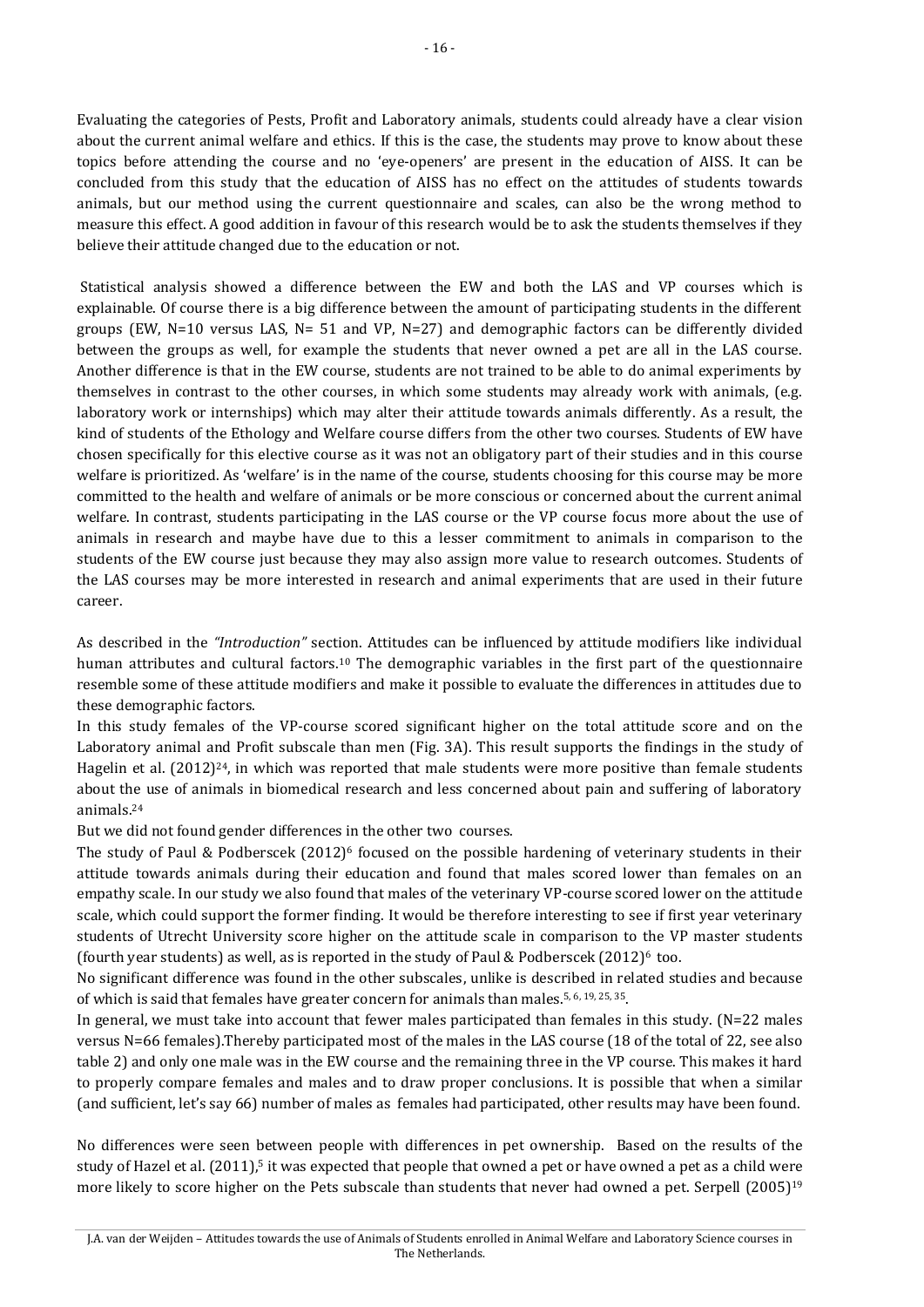Evaluating the categories of Pests, Profit and Laboratory animals, students could already have a clear vision about the current animal welfare and ethics. If this is the case, the students may prove to know about these topics before attending the course and no 'eye-openers' are present in the education of AISS. It can be concluded from this study that the education of AISS has no effect on the attitudes of students towards animals, but our method using the current questionnaire and scales, can also be the wrong method to measure this effect. A good addition in favour of this research would be to ask the students themselves if they believe their attitude changed due to the education or not.

Statistical analysis showed a difference between the EW and both the LAS and VP courses which is explainable. Of course there is a big difference between the amount of participating students in the different groups (EW, N=10 versus LAS, N= 51 and VP, N=27) and demographic factors can be differently divided between the groups as well, for example the students that never owned a pet are all in the LAS course. Another difference is that in the EW course, students are not trained to be able to do animal experiments by themselves in contrast to the other courses, in which some students may already work with animals, (e.g. laboratory work or internships) which may alter their attitude towards animals differently. As a result, the kind of students of the Ethology and Welfare course differs from the other two courses. Students of EW have chosen specifically for this elective course as it was not an obligatory part of their studies and in this course welfare is prioritized. As 'welfare' is in the name of the course, students choosing for this course may be more committed to the health and welfare of animals or be more conscious or concerned about the current animal welfare. In contrast, students participating in the LAS course or the VP course focus more about the use of animals in research and maybe have due to this a lesser commitment to animals in comparison to the students of the EW course just because they may also assign more value to research outcomes. Students of the LAS courses may be more interested in research and animal experiments that are used in their future career.

As described in the *"Introduction"* section. Attitudes can be influenced by attitude modifiers like individual human attributes and cultural factors.[10] The demographic variables in the first part of the questionnaire resemble some of these attitude modifiers and make it possible to evaluate the differences in attitudes due to these demographic factors.

In this study females of the VP-course scored significant higher on the total attitude score and on the Laboratory animal and Profit subscale than men (Fig. 3A). This result supports the findings in the study of Hagelin et al. (2012)[24], in which was reported that male students were more positive than female students about the use of animals in biomedical research and less concerned about pain and suffering of laboratory animals.[24]

But we did not found gender differences in the other two courses.

The study of Paul & Podberscek (2012)[6] focused on the possible hardening of veterinary students in their attitude towards animals during their education and found that males scored lower than females on an empathy scale. In our study we also found that males of the veterinary VP-course scored lower on the attitude scale, which could support the former finding. It would be therefore interesting to see if first year veterinary students of Utrecht University score higher on the attitude scale in comparison to the VP master students (fourth year students) as well, as is reported in the study of Paul & Podberscek (2012)[6] too.

No significant difference was found in the other subscales, unlike is described in related studies and because of which is said that females have greater concern for animals than males.[5, 6, 19, 25, 35].

In general, we must take into account that fewer males participated than females in this study. (N=22 males versus N=66 females).Thereby participated most of the males in the LAS course (18 of the total of 22, see also table 2) and only one male was in the EW course and the remaining three in the VP course. This makes it hard to properly compare females and males and to draw proper conclusions. It is possible that when a similar (and sufficient, let's say 66) number of males as females had participated, other results may have been found.

No differences were seen between people with differences in pet ownership. Based on the results of the study of Hazel et al. (2011),[5] it was expected that people that owned a pet or have owned a pet as a child were more likely to score higher on the Pets subscale than students that never had owned a pet. Serpell (2005)[19]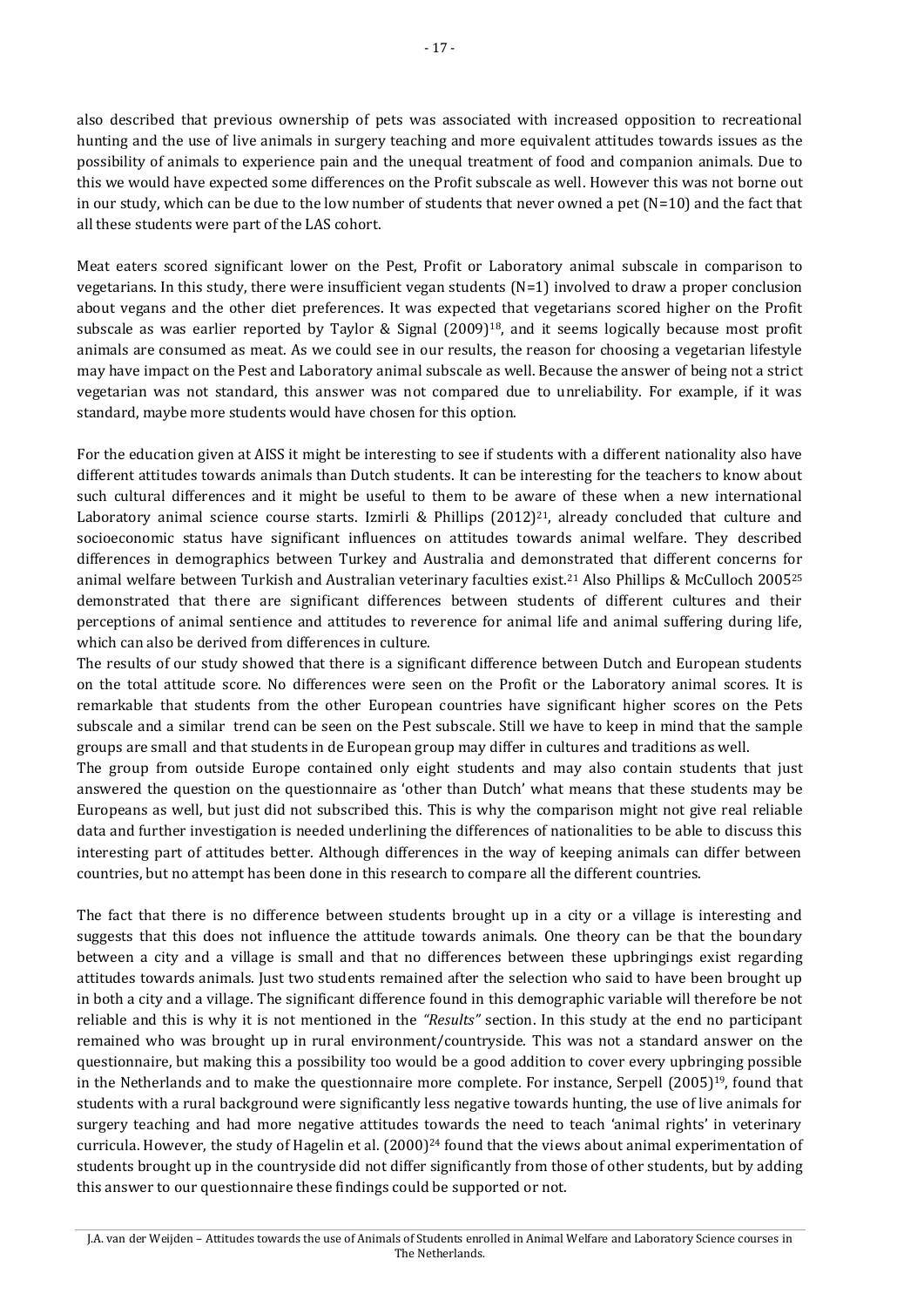also described that previous ownership of pets was associated with increased opposition to recreational hunting and the use of live animals in surgery teaching and more equivalent attitudes towards issues as the possibility of animals to experience pain and the unequal treatment of food and companion animals. Due to this we would have expected some differences on the Profit subscale as well. However this was not borne out in our study, which can be due to the low number of students that never owned a pet (N=10) and the fact that all these students were part of the LAS cohort.

Meat eaters scored significant lower on the Pest, Profit or Laboratory animal subscale in comparison to vegetarians. In this study, there were insufficient vegan students (N=1) involved to draw a proper conclusion about vegans and the other diet preferences. It was expected that vegetarians scored higher on the Profit subscale as was earlier reported by Taylor & Signal (2009)[18], and it seems logically because most profit animals are consumed as meat. As we could see in our results, the reason for choosing a vegetarian lifestyle may have impact on the Pest and Laboratory animal subscale as well. Because the answer of being not a strict vegetarian was not standard, this answer was not compared due to unreliability. For example, if it was standard, maybe more students would have chosen for this option.

For the education given at AISS it might be interesting to see if students with a different nationality also have different attitudes towards animals than Dutch students. It can be interesting for the teachers to know about such cultural differences and it might be useful to them to be aware of these when a new international Laboratory animal science course starts. Izmirli & Phillips (2012)[21], already concluded that culture and socioeconomic status have significant influences on attitudes towards animal welfare. They described differences in demographics between Turkey and Australia and demonstrated that different concerns for animal welfare between Turkish and Australian veterinary faculties exist.[21] Also Phillips & McCulloch 2005[25] demonstrated that there are significant differences between students of different cultures and their perceptions of animal sentience and attitudes to reverence for animal life and animal suffering during life, which can also be derived from differences in culture.

The results of our study showed that there is a significant difference between Dutch and European students on the total attitude score. No differences were seen on the Profit or the Laboratory animal scores. It is remarkable that students from the other European countries have significant higher scores on the Pets subscale and a similar trend can be seen on the Pest subscale. Still we have to keep in mind that the sample groups are small and that students in de European group may differ in cultures and traditions as well.

The group from outside Europe contained only eight students and may also contain students that just answered the question on the questionnaire as 'other than Dutch' what means that these students may be Europeans as well, but just did not subscribed this. This is why the comparison might not give real reliable data and further investigation is needed underlining the differences of nationalities to be able to discuss this interesting part of attitudes better. Although differences in the way of keeping animals can differ between countries, but no attempt has been done in this research to compare all the different countries.

The fact that there is no difference between students brought up in a city or a village is interesting and suggests that this does not influence the attitude towards animals. One theory can be that the boundary between a city and a village is small and that no differences between these upbringings exist regarding attitudes towards animals. Just two students remained after the selection who said to have been brought up in both a city and a village. The significant difference found in this demographic variable will therefore be not reliable and this is why it is not mentioned in the *"Results"* section. In this study at the end no participant remained who was brought up in rural environment/countryside. This was not a standard answer on the questionnaire, but making this a possibility too would be a good addition to cover every upbringing possible in the Netherlands and to make the questionnaire more complete. For instance, Serpell (2005)[19], found that students with a rural background were significantly less negative towards hunting, the use of live animals for surgery teaching and had more negative attitudes towards the need to teach 'animal rights' in veterinary curricula. However, the study of Hagelin et al. (2000)[24] found that the views about animal experimentation of students brought up in the countryside did not differ significantly from those of other students, but by adding this answer to our questionnaire these findings could be supported or not.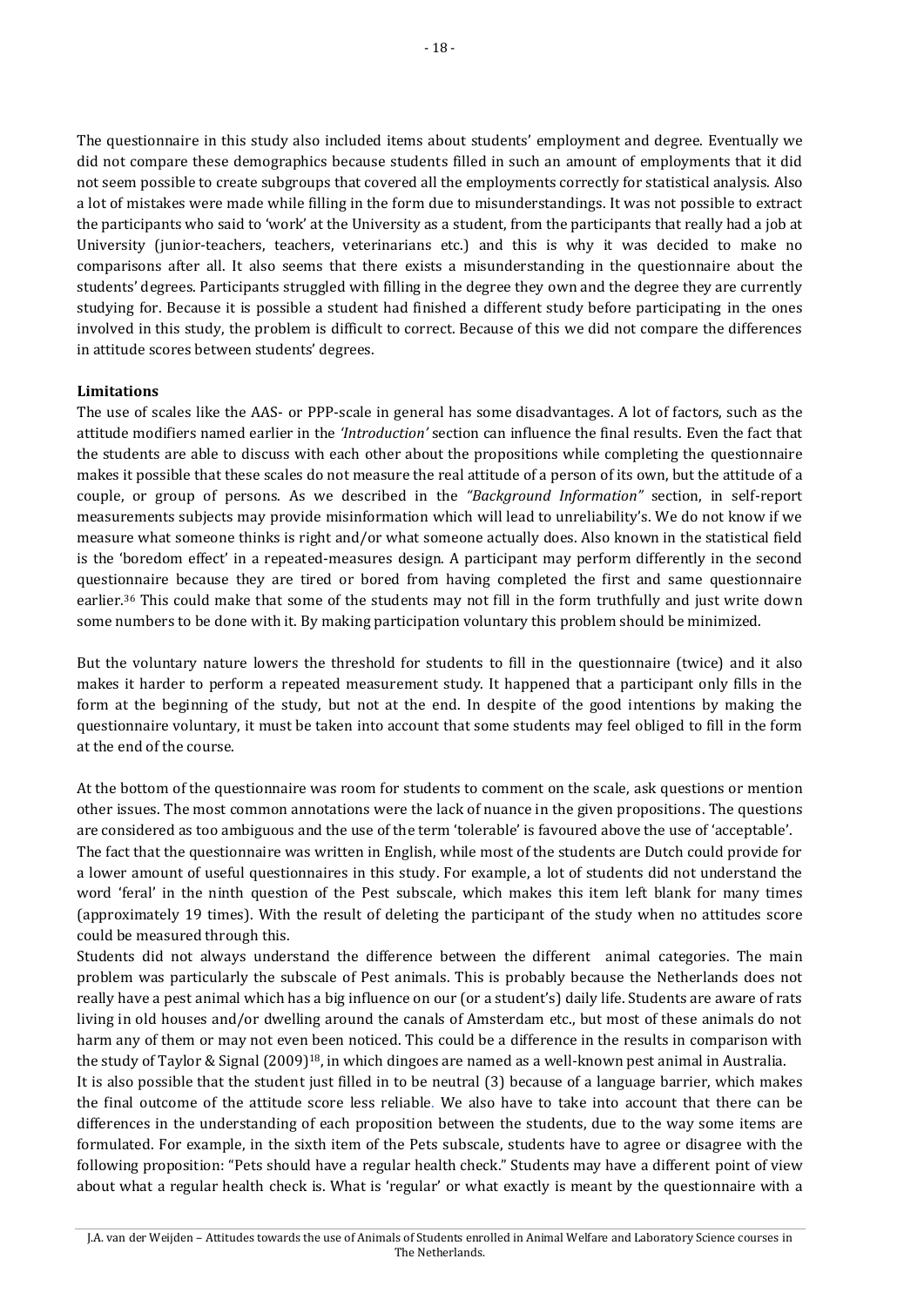The questionnaire in this study also included items about students' employment and degree. Eventually we did not compare these demographics because students filled in such an amount of employments that it did not seem possible to create subgroups that covered all the employments correctly for statistical analysis. Also a lot of mistakes were made while filling in the form due to misunderstandings. It was not possible to extract the participants who said to 'work' at the University as a student, from the participants that really had a job at University (junior-teachers, teachers, veterinarians etc.) and this is why it was decided to make no comparisons after all. It also seems that there exists a misunderstanding in the questionnaire about the students' degrees. Participants struggled with filling in the degree they own and the degree they are currently studying for. Because it is possible a student had finished a different study before participating in the ones involved in this study, the problem is difficult to correct. Because of this we did not compare the differences in attitude scores between students' degrees.

**Limitations**

The use of scales like the AAS- or PPP-scale in general has some disadvantages. A lot of factors, such as the attitude modifiers named earlier in the *'Introduction'* section can influence the final results. Even the fact that the students are able to discuss with each other about the propositions while completing the questionnaire makes it possible that these scales do not measure the real attitude of a person of its own, but the attitude of a couple, or group of persons. As we described in the *"Background Information"* section, in self-report measurements subjects may provide misinformation which will lead to unreliability's. We do not know if we measure what someone thinks is right and/or what someone actually does. Also known in the statistical field is the 'boredom effect' in a repeated-measures design. A participant may perform differently in the second questionnaire because they are tired or bored from having completed the first and same questionnaire earlier.[36] This could make that some of the students may not fill in the form truthfully and just write down some numbers to be done with it. By making participation voluntary this problem should be minimized.

But the voluntary nature lowers the threshold for students to fill in the questionnaire (twice) and it also makes it harder to perform a repeated measurement study. It happened that a participant only fills in the form at the beginning of the study, but not at the end. In despite of the good intentions by making the questionnaire voluntary, it must be taken into account that some students may feel obliged to fill in the form at the end of the course.

At the bottom of the questionnaire was room for students to comment on the scale, ask questions or mention other issues. The most common annotations were the lack of nuance in the given propositions. The questions are considered as too ambiguous and the use of the term 'tolerable' is favoured above the use of 'acceptable'.
The fact that the questionnaire was written in English, while most of the students are Dutch could provide for a lower amount of useful questionnaires in this study. For example, a lot of students did not understand the word 'feral' in the ninth question of the Pest subscale, which makes this item left blank for many times (approximately 19 times). With the result of deleting the participant of the study when no attitudes score could be measured through this.
Students did not always understand the difference between the different animal categories. The main problem was particularly the subscale of Pest animals. This is probably because the Netherlands does not really have a pest animal which has a big influence on our (or a student's) daily life. Students are aware of rats living in old houses and/or dwelling around the canals of Amsterdam etc., but most of these animals do not harm any of them or may not even been noticed. This could be a difference in the results in comparison with the study of Taylor & Signal (2009)[18], in which dingoes are named as a well-known pest animal in Australia.
It is also possible that the student just filled in to be neutral (3) because of a language barrier, which makes the final outcome of the attitude score less reliable. We also have to take into account that there can be differences in the understanding of each proposition between the students, due to the way some items are formulated. For example, in the sixth item of the Pets subscale, students have to agree or disagree with the following proposition: "Pets should have a regular health check." Students may have a different point of view about what a regular health check is. What is 'regular' or what exactly is meant by the questionnaire with a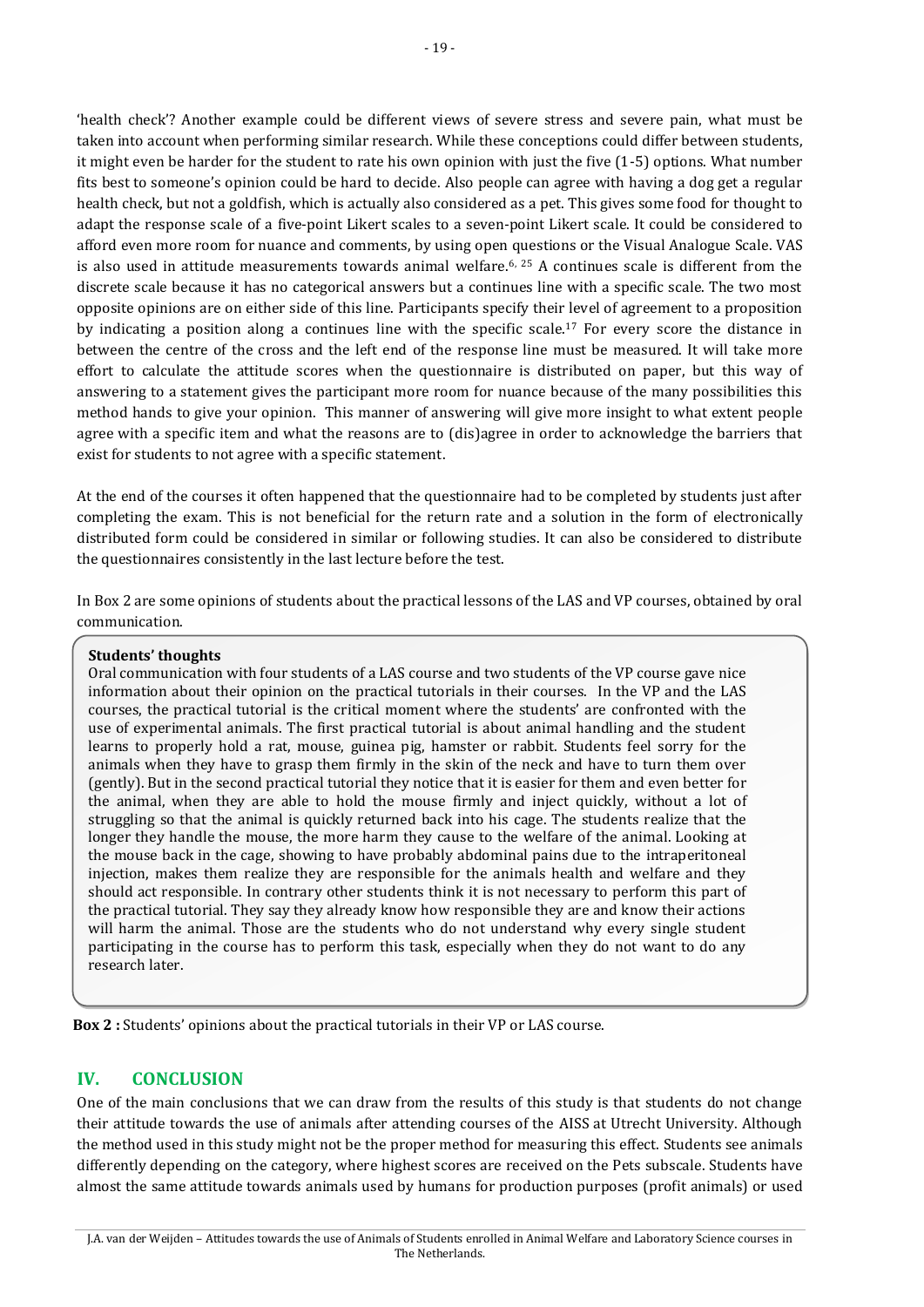'health check'? Another example could be different views of severe stress and severe pain, what must be taken into account when performing similar research. While these conceptions could differ between students, it might even be harder for the student to rate his own opinion with just the five (1-5) options. What number fits best to someone's opinion could be hard to decide. Also people can agree with having a dog get a regular health check, but not a goldfish, which is actually also considered as a pet. This gives some food for thought to adapt the response scale of a five-point Likert scales to a seven-point Likert scale. It could be considered to afford even more room for nuance and comments, by using open questions or the Visual Analogue Scale. VAS is also used in attitude measurements towards animal welfare.[6, 25] A continues scale is different from the discrete scale because it has no categorical answers but a continues line with a specific scale. The two most opposite opinions are on either side of this line. Participants specify their level of agreement to a proposition by indicating a position along a continues line with the specific scale.[17] For every score the distance in between the centre of the cross and the left end of the response line must be measured. It will take more effort to calculate the attitude scores when the questionnaire is distributed on paper, but this way of answering to a statement gives the participant more room for nuance because of the many possibilities this method hands to give your opinion. This manner of answering will give more insight to what extent people agree with a specific item and what the reasons are to (dis)agree in order to acknowledge the barriers that exist for students to not agree with a specific statement.

At the end of the courses it often happened that the questionnaire had to be completed by students just after completing the exam. This is not beneficial for the return rate and a solution in the form of electronically distributed form could be considered in similar or following studies. It can also be considered to distribute the questionnaires consistently in the last lecture before the test.

In Box 2 are some opinions of students about the practical lessons of the LAS and VP courses, obtained by oral communication.

**Students' thoughts**

Oral communication with four students of a LAS course and two students of the VP course gave nice information about their opinion on the practical tutorials in their courses. In the VP and the LAS courses, the practical tutorial is the critical moment where the students' are confronted with the use of experimental animals. The first practical tutorial is about animal handling and the student learns to properly hold a rat, mouse, guinea pig, hamster or rabbit. Students feel sorry for the animals when they have to grasp them firmly in the skin of the neck and have to turn them over (gently). But in the second practical tutorial they notice that it is easier for them and even better for the animal, when they are able to hold the mouse firmly and inject quickly, without a lot of struggling so that the animal is quickly returned back into his cage. The students realize that the longer they handle the mouse, the more harm they cause to the welfare of the animal. Looking at the mouse back in the cage, showing to have probably abdominal pains due to the intraperitoneal injection, makes them realize they are responsible for the animals health and welfare and they should act responsible. In contrary other students think it is not necessary to perform this part of the practical tutorial. They say they already know how responsible they are and know their actions will harm the animal. Those are the students who do not understand why every single student participating in the course has to perform this task, especially when they do not want to do any research later.

**Box 2 :** Students' opinions about the practical tutorials in their VP or LAS course.

## IV. CONCLUSION

One of the main conclusions that we can draw from the results of this study is that students do not change their attitude towards the use of animals after attending courses of the AISS at Utrecht University. Although the method used in this study might not be the proper method for measuring this effect. Students see animals differently depending on the category, where highest scores are received on the Pets subscale. Students have almost the same attitude towards animals used by humans for production purposes (profit animals) or used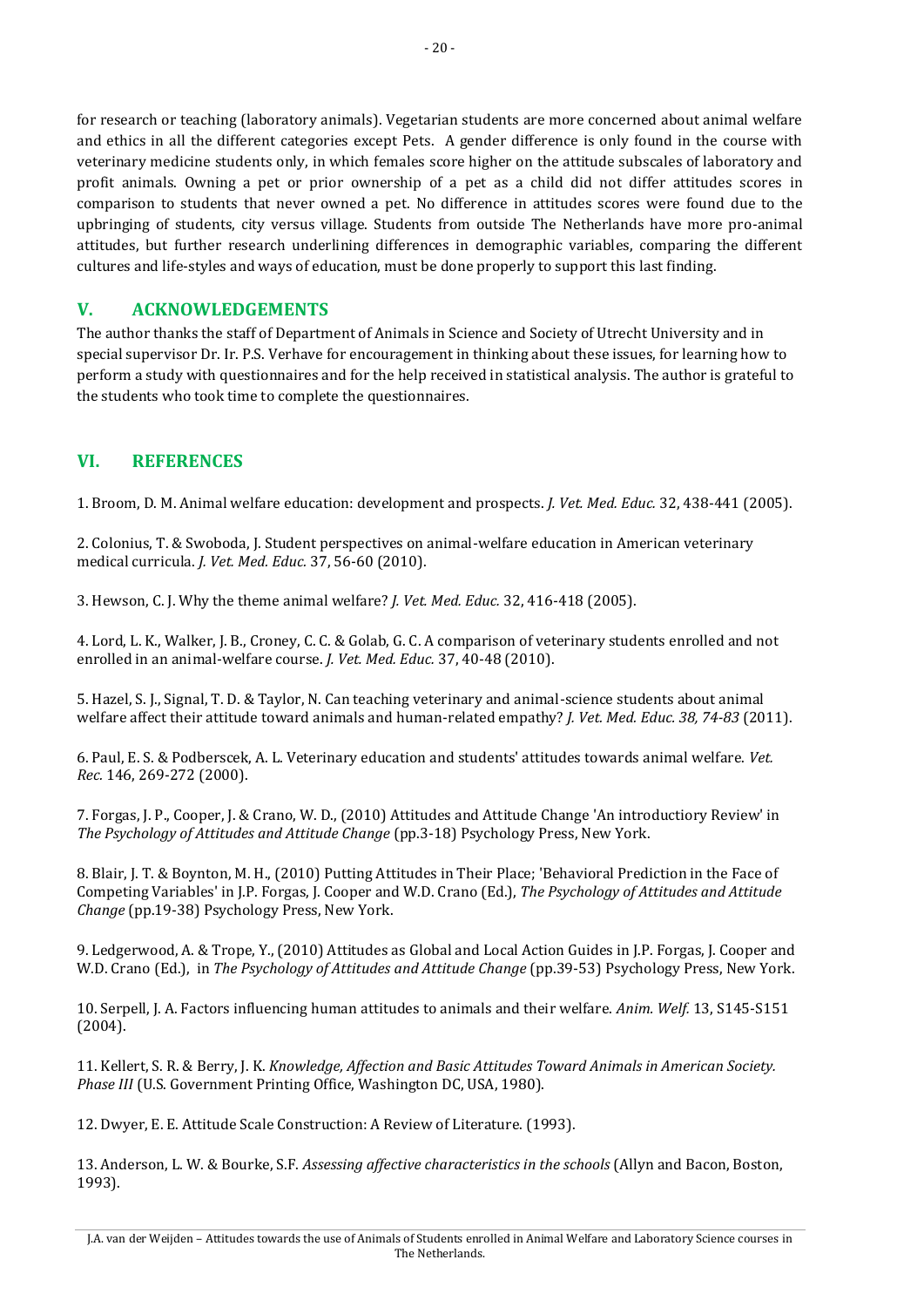for research or teaching (laboratory animals). Vegetarian students are more concerned about animal welfare and ethics in all the different categories except Pets. A gender difference is only found in the course with veterinary medicine students only, in which females score higher on the attitude subscales of laboratory and profit animals. Owning a pet or prior ownership of a pet as a child did not differ attitudes scores in comparison to students that never owned a pet. No difference in attitudes scores were found due to the upbringing of students, city versus village. Students from outside The Netherlands have more pro-animal attitudes, but further research underlining differences in demographic variables, comparing the different cultures and life-styles and ways of education, must be done properly to support this last finding.

## V. ACKNOWLEDGEMENTS

The author thanks the staff of Department of Animals in Science and Society of Utrecht University and in special supervisor Dr. Ir. P.S. Verhave for encouragement in thinking about these issues, for learning how to perform a study with questionnaires and for the help received in statistical analysis. The author is grateful to the students who took time to complete the questionnaires.

## VI. REFERENCES

1. Broom, D. M. Animal welfare education: development and prospects. *J. Vet. Med. Educ.* 32, 438-441 (2005).

2. Colonius, T. & Swoboda, J. Student perspectives on animal-welfare education in American veterinary medical curricula. *J. Vet. Med. Educ.* 37, 56-60 (2010).

3. Hewson, C. J. Why the theme animal welfare? *J. Vet. Med. Educ.* 32, 416-418 (2005).

4. Lord, L. K., Walker, J. B., Croney, C. C. & Golab, G. C. A comparison of veterinary students enrolled and not enrolled in an animal-welfare course. *J. Vet. Med. Educ.* 37, 40-48 (2010).

5. Hazel, S. J., Signal, T. D. & Taylor, N. Can teaching veterinary and animal-science students about animal welfare affect their attitude toward animals and human-related empathy? *J. Vet. Med. Educ. 38, 74-83* (2011).

6. Paul, E. S. & Podberscek, A. L. Veterinary education and students' attitudes towards animal welfare. *Vet. Rec.* 146, 269-272 (2000).

7. Forgas, J. P., Cooper, J. & Crano, W. D., (2010) Attitudes and Attitude Change 'An introductiory Review' in *The Psychology of Attitudes and Attitude Change* (pp.3-18) Psychology Press, New York.

8. Blair, J. T. & Boynton, M. H., (2010) Putting Attitudes in Their Place; 'Behavioral Prediction in the Face of Competing Variables' in J.P. Forgas, J. Cooper and W.D. Crano (Ed.), *The Psychology of Attitudes and Attitude Change* (pp.19-38) Psychology Press, New York.

9. Ledgerwood, A. & Trope, Y., (2010) Attitudes as Global and Local Action Guides in J.P. Forgas, J. Cooper and W.D. Crano (Ed.), in *The Psychology of Attitudes and Attitude Change* (pp.39-53) Psychology Press, New York.

10. Serpell, J. A. Factors influencing human attitudes to animals and their welfare. *Anim. Welf.* 13, S145-S151 (2004).

11. Kellert, S. R. & Berry, J. K. *Knowledge, Affection and Basic Attitudes Toward Animals in American Society. Phase III* (U.S. Government Printing Office, Washington DC, USA, 1980).

12. Dwyer, E. E. Attitude Scale Construction: A Review of Literature. (1993).

13. Anderson, L. W. & Bourke, S.F. *Assessing affective characteristics in the schools* (Allyn and Bacon, Boston, 1993).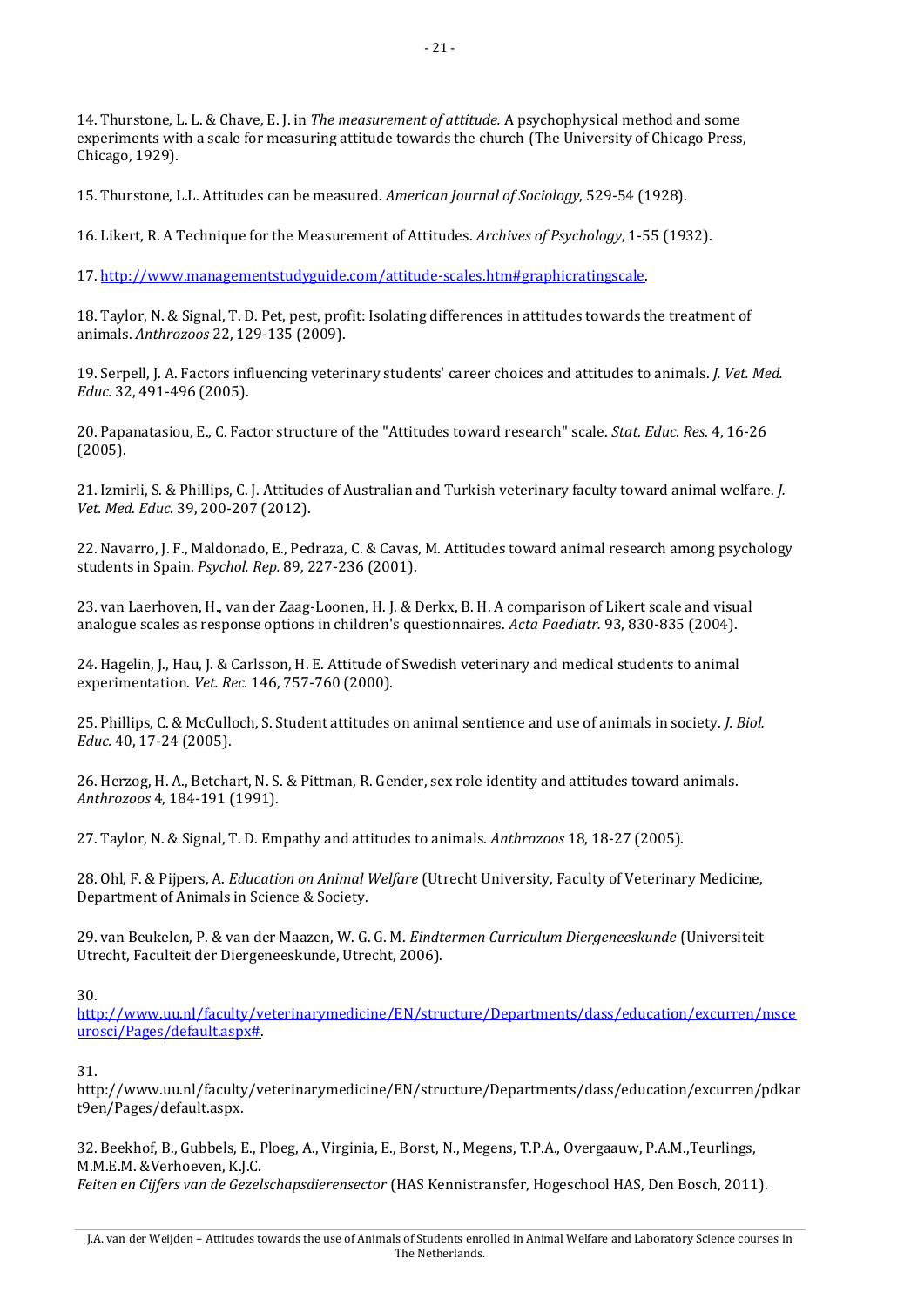14. Thurstone, L. L. & Chave, E. J. in *The measurement of attitude.* A psychophysical method and some experiments with a scale for measuring attitude towards the church (The University of Chicago Press, Chicago, 1929).

15. Thurstone, L.L. Attitudes can be measured. *American Journal of Sociology*, 529-54 (1928).

16. Likert, R. A Technique for the Measurement of Attitudes. *Archives of Psychology*, 1-55 (1932).

17. http://www.managementstudyguide.com/attitude-scales.htm#graphicratingscale.

18. Taylor, N. & Signal, T. D. Pet, pest, profit: Isolating differences in attitudes towards the treatment of animals. *Anthrozoos* 22, 129-135 (2009).

19. Serpell, J. A. Factors influencing veterinary students' career choices and attitudes to animals. *J. Vet. Med. Educ.* 32, 491-496 (2005).

20. Papanatasiou, E., C. Factor structure of the "Attitudes toward research" scale. *Stat. Educ. Res.* 4, 16-26 (2005).

21. Izmirli, S. & Phillips, C. J. Attitudes of Australian and Turkish veterinary faculty toward animal welfare. *J. Vet. Med. Educ.* 39, 200-207 (2012).

22. Navarro, J. F., Maldonado, E., Pedraza, C. & Cavas, M. Attitudes toward animal research among psychology students in Spain. *Psychol. Rep.* 89, 227-236 (2001).

23. van Laerhoven, H., van der Zaag-Loonen, H. J. & Derkx, B. H. A comparison of Likert scale and visual analogue scales as response options in children's questionnaires. *Acta Paediatr.* 93, 830-835 (2004).

24. Hagelin, J., Hau, J. & Carlsson, H. E. Attitude of Swedish veterinary and medical students to animal experimentation. *Vet. Rec.* 146, 757-760 (2000).

25. Phillips, C. & McCulloch, S. Student attitudes on animal sentience and use of animals in society. *J. Biol. Educ.* 40, 17-24 (2005).

26. Herzog, H. A., Betchart, N. S. & Pittman, R. Gender, sex role identity and attitudes toward animals. *Anthrozoos* 4, 184-191 (1991).

27. Taylor, N. & Signal, T. D. Empathy and attitudes to animals. *Anthrozoos* 18, 18-27 (2005).

28. Ohl, F. & Pijpers, A. *Education on Animal Welfare* (Utrecht University, Faculty of Veterinary Medicine, Department of Animals in Science & Society.

29. van Beukelen, P. & van der Maazen, W. G. G. M. *Eindtermen Curriculum Diergeneeskunde* (Universiteit Utrecht, Faculteit der Diergeneeskunde, Utrecht, 2006).

30. http://www.uu.nl/faculty/veterinarymedicine/EN/structure/Departments/dass/education/excurren/msceurosci/Pages/default.aspx#.

31. http://www.uu.nl/faculty/veterinarymedicine/EN/structure/Departments/dass/education/excurren/pdkart9en/Pages/default.aspx.

32. Beekhof, B., Gubbels, E., Ploeg, A., Virginia, E., Borst, N., Megens, T.P.A., Overgaauw, P.A.M.,Teurlings, M.M.E.M. &Verhoeven, K.J.C. *Feiten en Cijfers van de Gezelschapsdierensector* (HAS Kennistransfer, Hogeschool HAS, Den Bosch, 2011).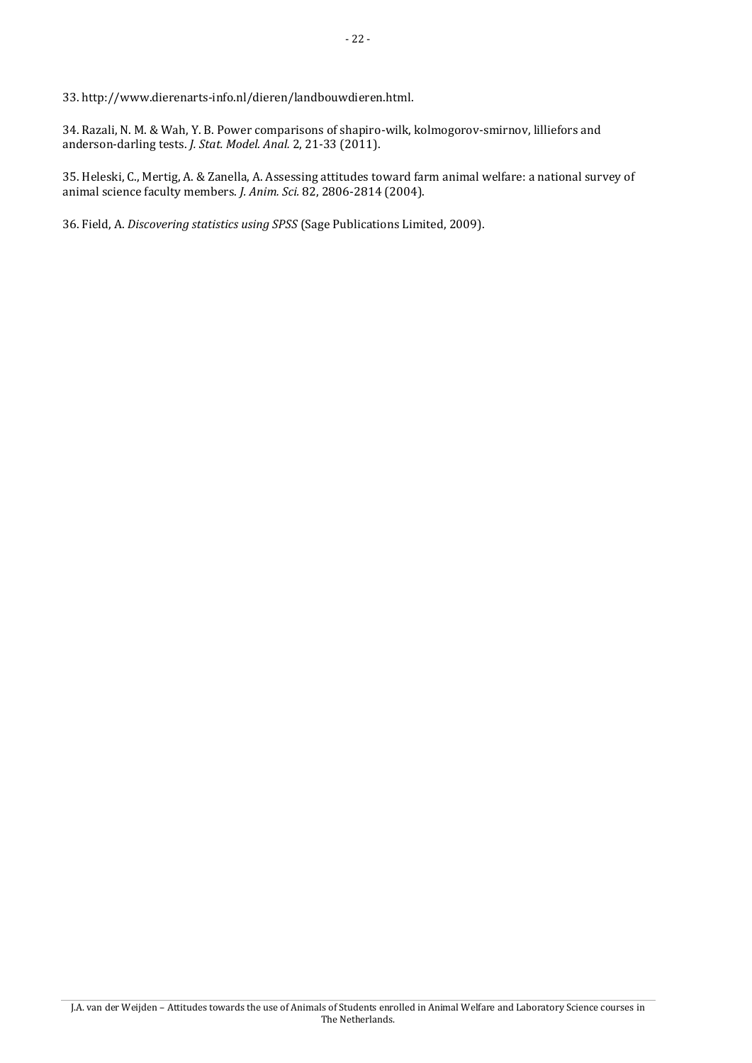33. http://www.dierenarts-info.nl/dieren/landbouwdieren.html.

34. Razali, N. M. & Wah, Y. B. Power comparisons of shapiro-wilk, kolmogorov-smirnov, lilliefors and anderson-darling tests. *J. Stat. Model. Anal.* 2, 21-33 (2011).

35. Heleski, C., Mertig, A. & Zanella, A. Assessing attitudes toward farm animal welfare: a national survey of animal science faculty members. *J. Anim. Sci.* 82, 2806-2814 (2004).

36. Field, A. *Discovering statistics using SPSS* (Sage Publications Limited, 2009).